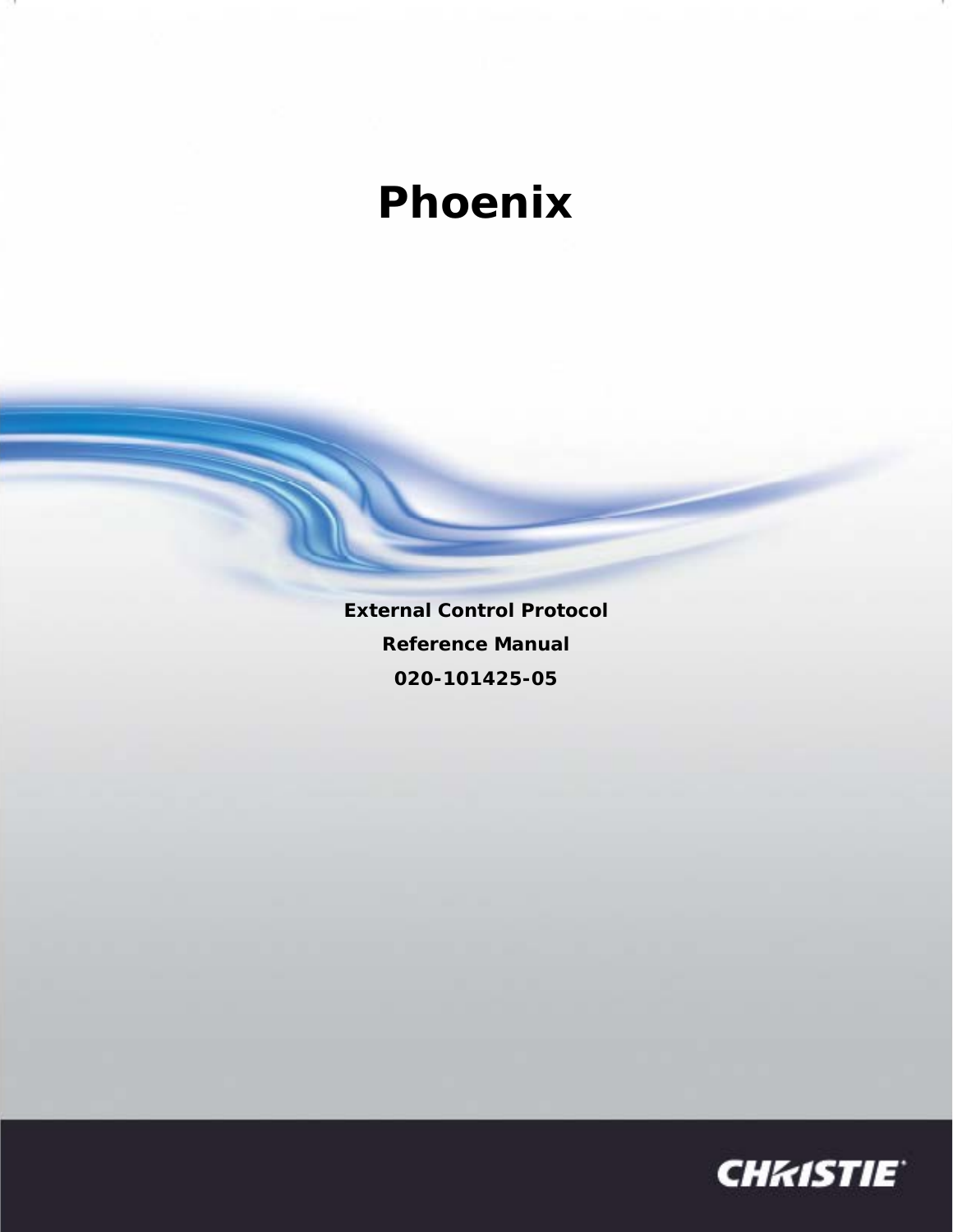# Phoenix

**External Control Protocol**

**Reference Manual**

**020-101425-05**

CHRISTIE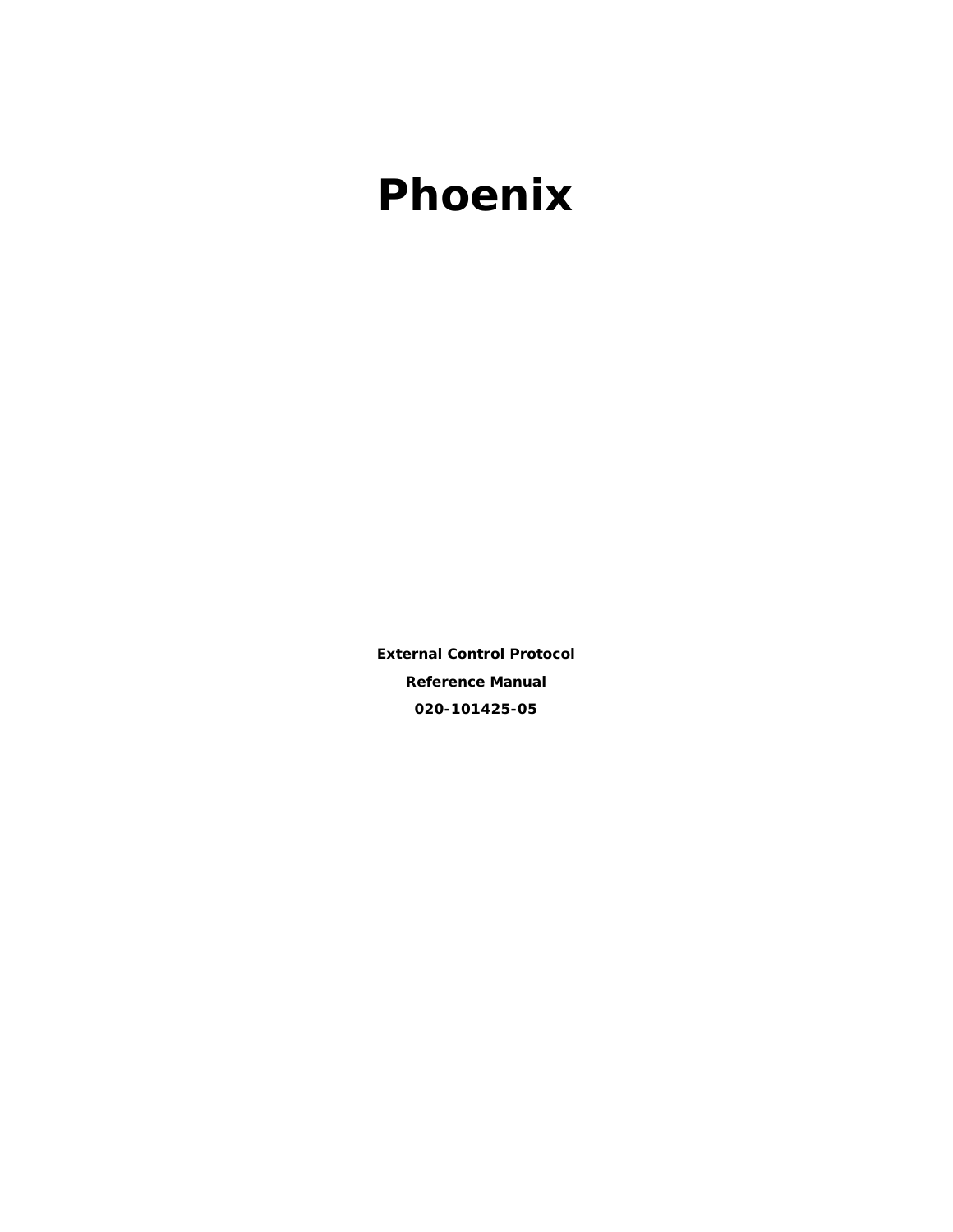# Phoenix

**External Control Protocol**

**Reference Manual**

**020-101425-05**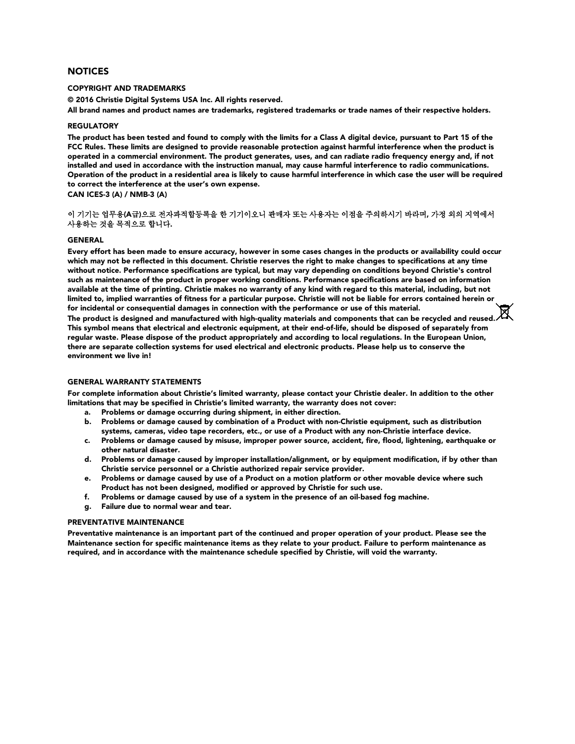# NOTICES

## COPYRIGHT AND TRADEMARKS

© 2016 Christie Digital Systems USA Inc. All rights reserved.

All brand names and product names are trademarks, registered trademarks or trade names of their respective holders.

## REGULATORY

The product has been tested and found to comply with the limits for a Class A digital device, pursuant to Part 15 of the FCC Rules. These limits are designed to provide reasonable protection against harmful interference when the product is operated in a commercial environment. The product generates, uses, and can radiate radio frequency energy and, if not installed and used in accordance with the instruction manual, may cause harmful interference to radio communications. Operation of the product in a residential area is likely to cause harmful interference in which case the user will be required to correct the interference at the user's own expense.

CAN ICES-3 (A) / NMB-3 (A)

이 기기는 업무용(A급)으로 전자파적합등록을 한 기기이오니 판매자 또는 사용자는 이점을 주의하시기 바라며, 가정 외의 지역에서 사용하는 것을 목적으로 합니다.

## GENERAL

Every effort has been made to ensure accuracy, however in some cases changes in the products or availability could occur which may not be reflected in this document. Christie reserves the right to make changes to specifications at any time without notice. Performance specifications are typical, but may vary depending on conditions beyond Christie's control such as maintenance of the product in proper working conditions. Performance specifications are based on information available at the time of printing. Christie makes no warranty of any kind with regard to this material, including, but not limited to, implied warranties of fitness for a particular purpose. Christie will not be liable for errors contained herein or for incidental or consequential damages in connection with the performance or use of this material.

The product is designed and manufactured with high-quality materials and components that can be recycled and reused. This symbol means that electrical and electronic equipment, at their end-of-life, should be disposed of separately from regular waste. Please dispose of the product appropriately and according to local regulations. In the European Union, there are separate collection systems for used electrical and electronic products. Please help us to conserve the environment we live in!

## GENERAL WARRANTY STATEMENTS

For complete information about Christie's limited warranty, please contact your Christie dealer. In addition to the other limitations that may be specified in Christie's limited warranty, the warranty does not cover:

a. Problems or damage occurring during shipment, in either direction.
b. Problems or damage caused by combination of a Product with non-Christie equipment, such as distribution systems, cameras, video tape recorders, etc., or use of a Product with any non-Christie interface device.
c. Problems or damage caused by misuse, improper power source, accident, fire, flood, lightening, earthquake or other natural disaster.
d. Problems or damage caused by improper installation/alignment, or by equipment modification, if by other than Christie service personnel or a Christie authorized repair service provider.
e. Problems or damage caused by use of a Product on a motion platform or other movable device where such Product has not been designed, modified or approved by Christie for such use.
f. Problems or damage caused by use of a system in the presence of an oil-based fog machine.
g. Failure due to normal wear and tear.

## PREVENTATIVE MAINTENANCE

Preventative maintenance is an important part of the continued and proper operation of your product. Please see the Maintenance section for specific maintenance items as they relate to your product. Failure to perform maintenance as required, and in accordance with the maintenance schedule specified by Christie, will void the warranty.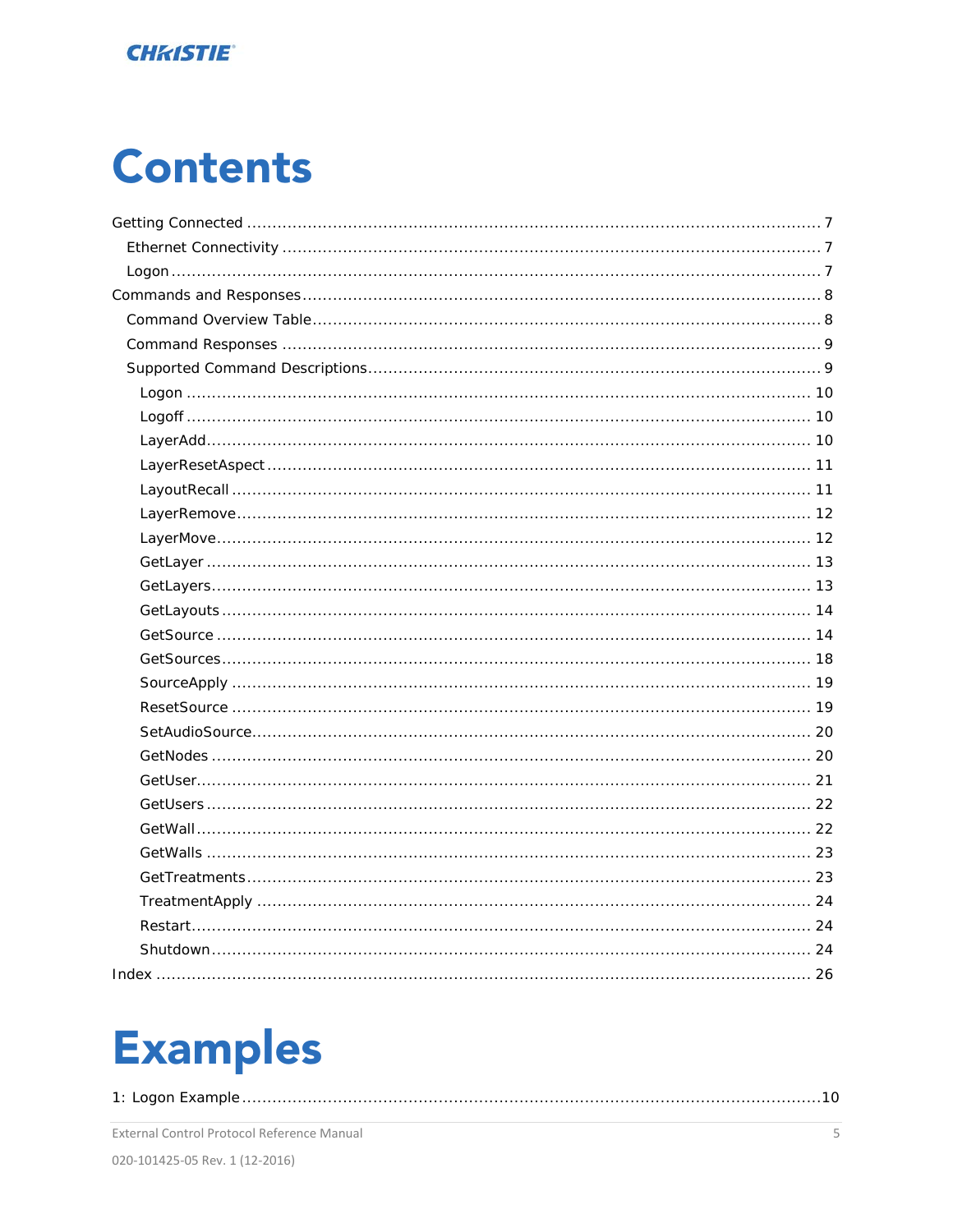# Contents

- Getting Connected ... 7
  - Ethernet Connectivity ... 7
  - Logon ... 7
- Commands and Responses ... 8
  - Command Overview Table ... 8
  - Command Responses ... 9
  - Supported Command Descriptions ... 9
    - Logon ... 10
    - Logoff ... 10
    - LayerAdd ... 10
    - LayerResetAspect ... 11
    - LayoutRecall ... 11
    - LayerRemove ... 12
    - LayerMove ... 12
    - GetLayer ... 13
    - GetLayers ... 13
    - GetLayouts ... 14
    - GetSource ... 14
    - GetSources ... 18
    - SourceApply ... 19
    - ResetSource ... 19
    - SetAudioSource ... 20
    - GetNodes ... 20
    - GetUser ... 21
    - GetUsers ... 22
    - GetWall ... 22
    - GetWalls ... 23
    - GetTreatments ... 23
    - TreatmentApply ... 24
    - Restart ... 24
    - Shutdown ... 24
- Index ... 26

# Examples

1: Logon Example ... 10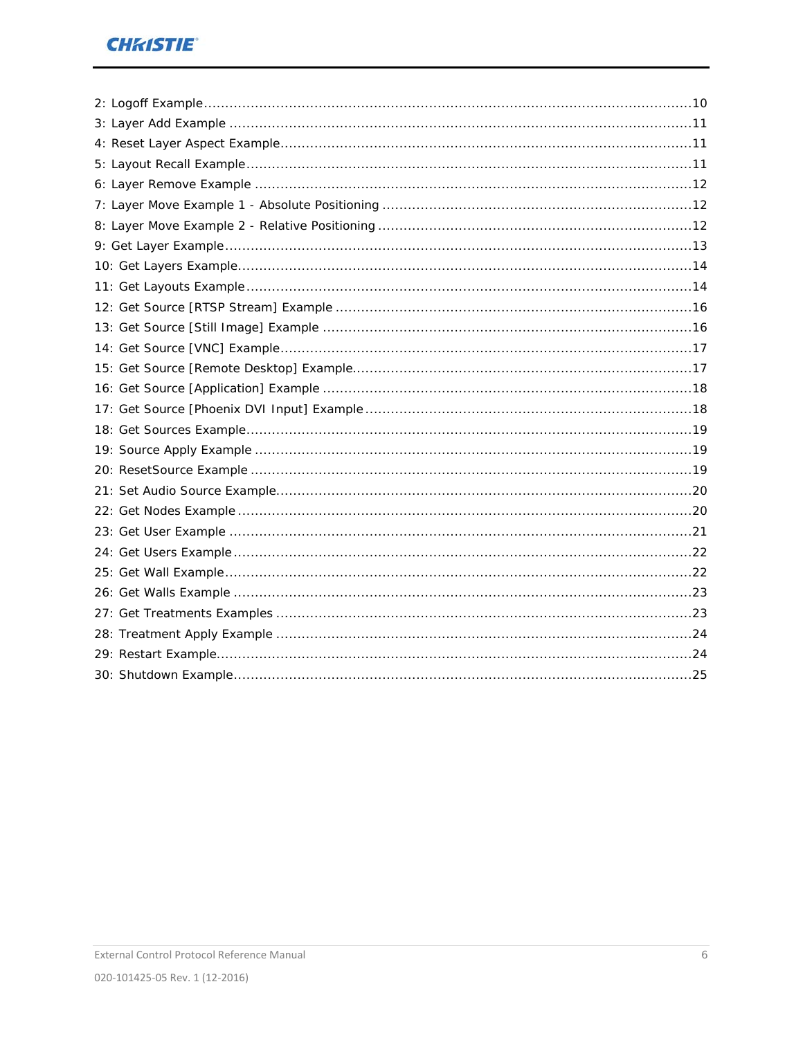2: Logoff Example....................................................................................................................10
3: Layer Add Example ..............................................................................................................11
4: Reset Layer Aspect Example..................................................................................................11
5: Layout Recall Example..........................................................................................................11
6: Layer Remove Example .........................................................................................................12
7: Layer Move Example 1 - Absolute Positioning ...........................................................................12
8: Layer Move Example 2 - Relative Positioning ............................................................................12
9: Get Layer Example................................................................................................................13
10: Get Layers Example.............................................................................................................14
11: Get Layouts Example...........................................................................................................14
12: Get Source [RTSP Stream] Example .......................................................................................16
13: Get Source [Still Image] Example ..........................................................................................16
14: Get Source [VNC] Example...................................................................................................17
15: Get Source [Remote Desktop] Example...................................................................................17
16: Get Source [Application] Example .........................................................................................18
17: Get Source [Phoenix DVI Input] Example ...............................................................................18
18: Get Sources Example...........................................................................................................19
19: Source Apply Example .........................................................................................................19
20: ResetSource Example ..........................................................................................................19
21: Set Audio Source Example....................................................................................................20
22: Get Nodes Example .............................................................................................................20
23: Get User Example ...............................................................................................................21
24: Get Users Example ..............................................................................................................22
25: Get Wall Example................................................................................................................22
26: Get Walls Example ..............................................................................................................23
27: Get Treatments Examples ....................................................................................................23
28: Treatment Apply Example ....................................................................................................24
29: Restart Example..................................................................................................................24
30: Shutdown Example..............................................................................................................25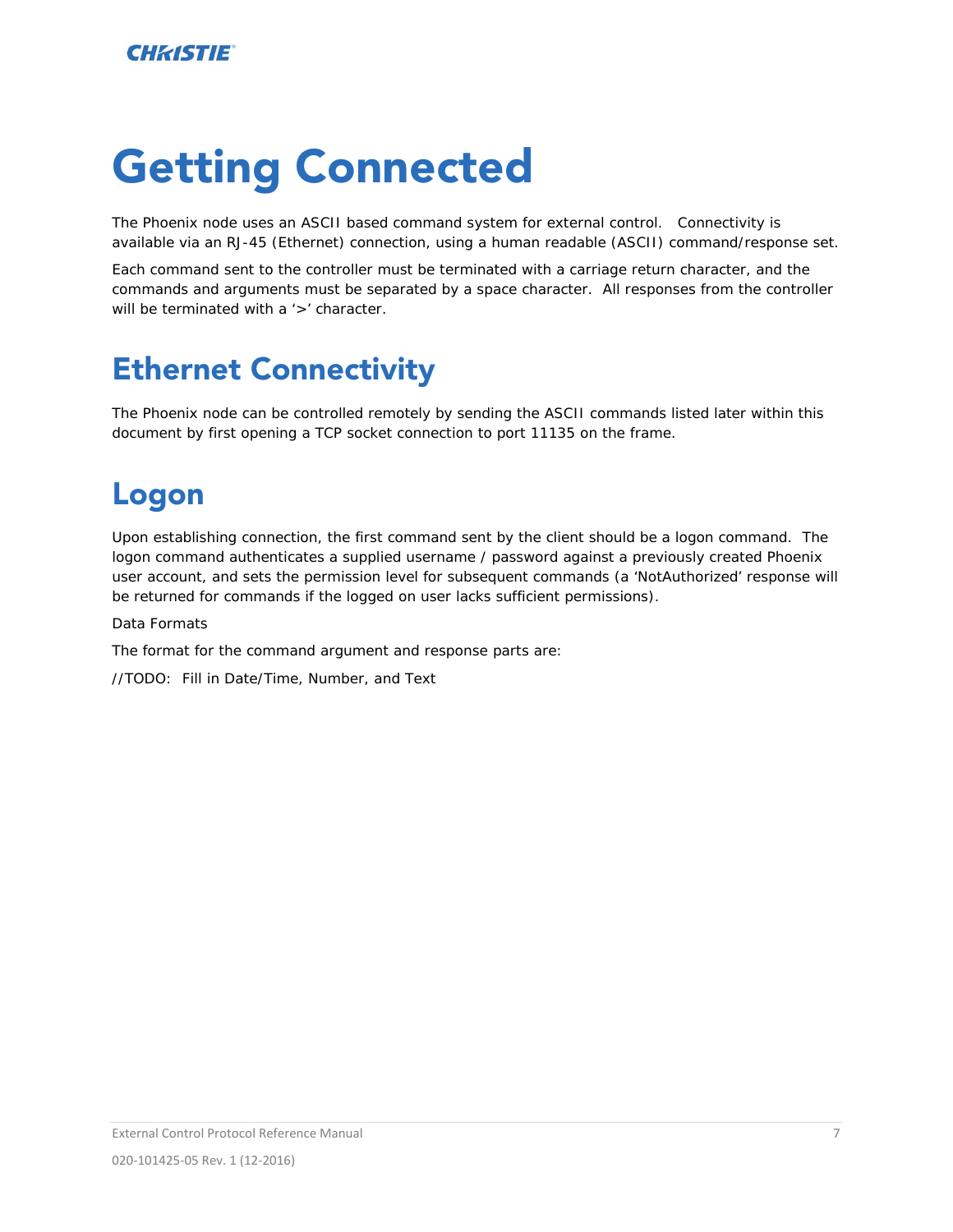# Getting Connected

The Phoenix node uses an ASCII based command system for external control. Connectivity is available via an RJ-45 (Ethernet) connection, using a human readable (ASCII) command/response set.

Each command sent to the controller must be terminated with a carriage return character, and the commands and arguments must be separated by a space character. All responses from the controller will be terminated with a '>' character.

## Ethernet Connectivity

The Phoenix node can be controlled remotely by sending the ASCII commands listed later within this document by first opening a TCP socket connection to port 11135 on the frame.

## Logon

Upon establishing connection, the first command sent by the client should be a logon command. The logon command authenticates a supplied username / password against a previously created Phoenix user account, and sets the permission level for subsequent commands (a 'NotAuthorized' response will be returned for commands if the logged on user lacks sufficient permissions).

Data Formats

The format for the command argument and response parts are:

//TODO: Fill in Date/Time, Number, and Text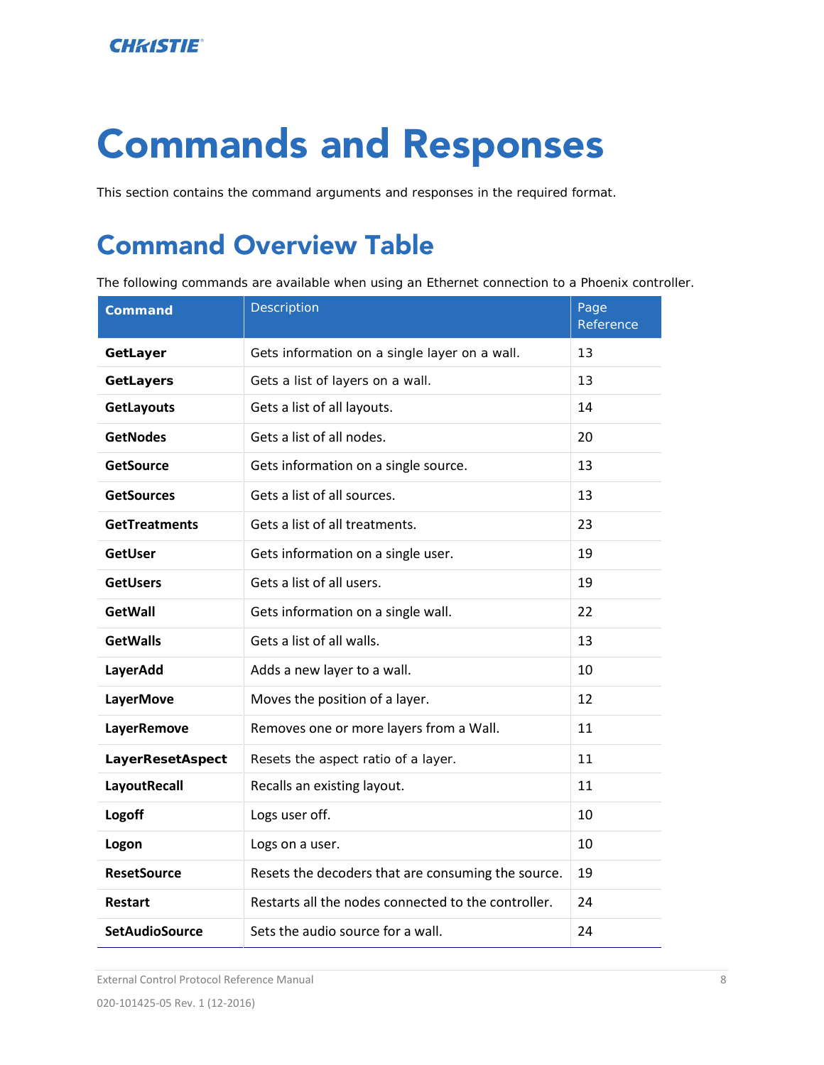# Commands and Responses

This section contains the command arguments and responses in the required format.

## Command Overview Table

The following commands are available when using an Ethernet connection to a Phoenix controller.

| Command | Description | Page Reference |
|---|---|---|
| **GetLayer** | Gets information on a single layer on a wall. | 13 |
| **GetLayers** | Gets a list of layers on a wall. | 13 |
| **GetLayouts** | Gets a list of all layouts. | 14 |
| **GetNodes** | Gets a list of all nodes. | 20 |
| **GetSource** | Gets information on a single source. | 13 |
| **GetSources** | Gets a list of all sources. | 13 |
| **GetTreatments** | Gets a list of all treatments. | 23 |
| **GetUser** | Gets information on a single user. | 19 |
| **GetUsers** | Gets a list of all users. | 19 |
| **GetWall** | Gets information on a single wall. | 22 |
| **GetWalls** | Gets a list of all walls. | 13 |
| **LayerAdd** | Adds a new layer to a wall. | 10 |
| **LayerMove** | Moves the position of a layer. | 12 |
| **LayerRemove** | Removes one or more layers from a Wall. | 11 |
| **LayerResetAspect** | Resets the aspect ratio of a layer. | 11 |
| **LayoutRecall** | Recalls an existing layout. | 11 |
| **Logoff** | Logs user off. | 10 |
| **Logon** | Logs on a user. | 10 |
| **ResetSource** | Resets the decoders that are consuming the source. | 19 |
| **Restart** | Restarts all the nodes connected to the controller. | 24 |
| **SetAudioSource** | Sets the audio source for a wall. | 24 |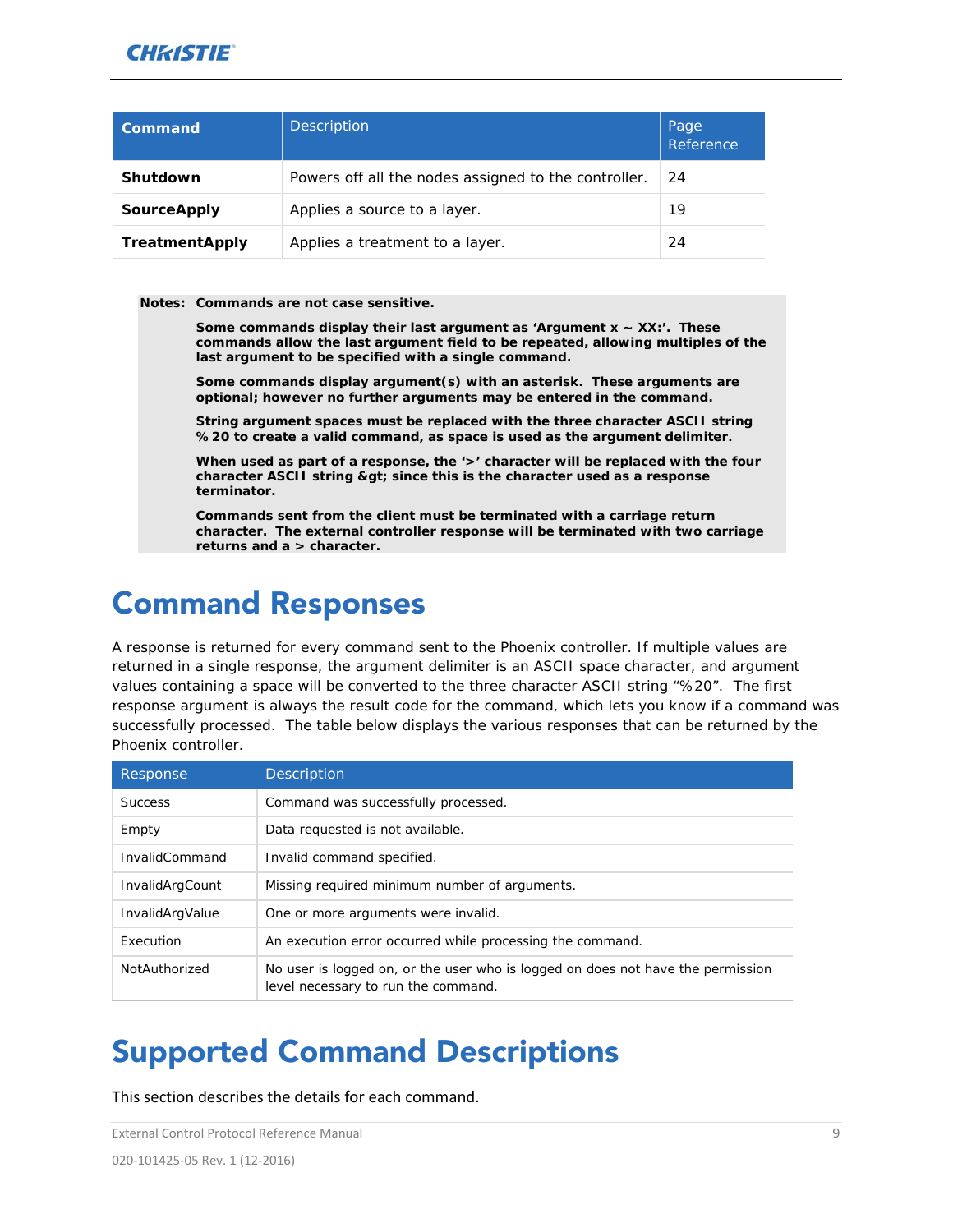| Command | Description | Page Reference |
|---|---|---|
| **Shutdown** | Powers off all the nodes assigned to the controller. | 24 |
| **SourceApply** | Applies a source to a layer. | 19 |
| **TreatmentApply** | Applies a treatment to a layer. | 24 |

**Notes: Commands are not case sensitive.**

**Some commands display their last argument as 'Argument x ~ XX:'. These commands allow the last argument field to be repeated, allowing multiples of the last argument to be specified with a single command.**

**Some commands display argument(s) with an asterisk. These arguments are optional; however no further arguments may be entered in the command.**

**String argument spaces must be replaced with the three character ASCII string %20 to create a valid command, as space is used as the argument delimiter.**

**When used as part of a response, the '>' character will be replaced with the four character ASCII string &gt; since this is the character used as a response terminator.**

**Commands sent from the client must be terminated with a carriage return character. The external controller response will be terminated with two carriage returns and a > character.**

# Command Responses

A response is returned for every command sent to the Phoenix controller. If multiple values are returned in a single response, the argument delimiter is an ASCII space character, and argument values containing a space will be converted to the three character ASCII string "%20". The first response argument is always the result code for the command, which lets you know if a command was successfully processed. The table below displays the various responses that can be returned by the Phoenix controller.

| Response | Description |
|---|---|
| Success | Command was successfully processed. |
| Empty | Data requested is not available. |
| InvalidCommand | Invalid command specified. |
| InvalidArgCount | Missing required minimum number of arguments. |
| InvalidArgValue | One or more arguments were invalid. |
| Execution | An execution error occurred while processing the command. |
| NotAuthorized | No user is logged on, or the user who is logged on does not have the permission level necessary to run the command. |

# Supported Command Descriptions

This section describes the details for each command.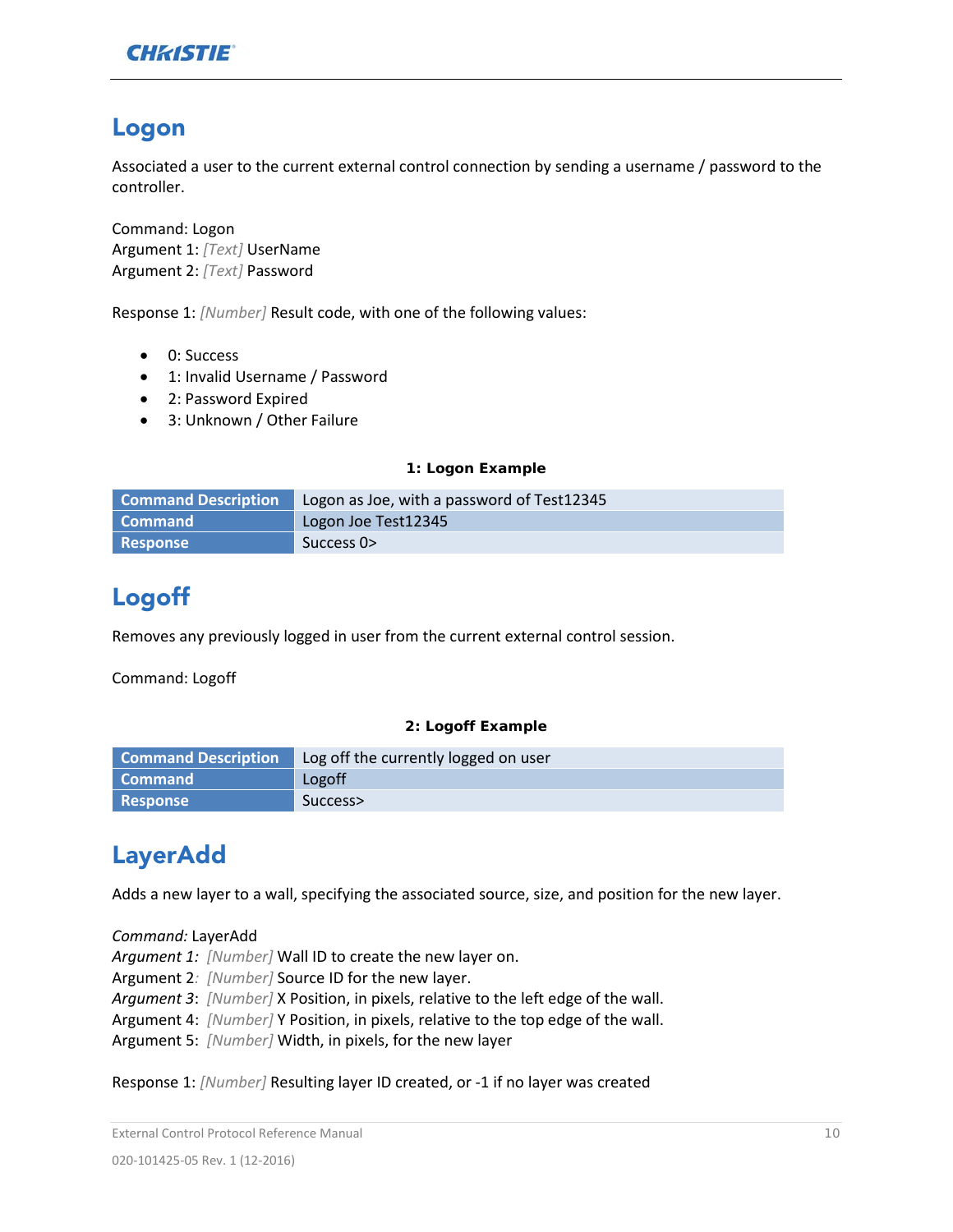# Logon

Associated a user to the current external control connection by sending a username / password to the controller.

Command: Logon
Argument 1: *[Text]* UserName
Argument 2: *[Text]* Password

Response 1: *[Number]* Result code, with one of the following values:

- 0: Success
- 1: Invalid Username / Password
- 2: Password Expired
- 3: Unknown / Other Failure

**1: Logon Example**

| Command Description | Logon as Joe, with a password of Test12345 |
|---|---|
| Command | Logon Joe Test12345 |
| Response | Success 0> |

# Logoff

Removes any previously logged in user from the current external control session.

Command: Logoff

**2: Logoff Example**

| Command Description | Log off the currently logged on user |
|---|---|
| Command | Logoff |
| Response | Success> |

# LayerAdd

Adds a new layer to a wall, specifying the associated source, size, and position for the new layer.

*Command:* LayerAdd
*Argument 1:* *[Number]* Wall ID to create the new layer on.
Argument 2: *[Number]* Source ID for the new layer.
*Argument 3*: *[Number]* X Position, in pixels, relative to the left edge of the wall.
Argument 4: *[Number]* Y Position, in pixels, relative to the top edge of the wall.
Argument 5: *[Number]* Width, in pixels, for the new layer

Response 1: *[Number]* Resulting layer ID created, or -1 if no layer was created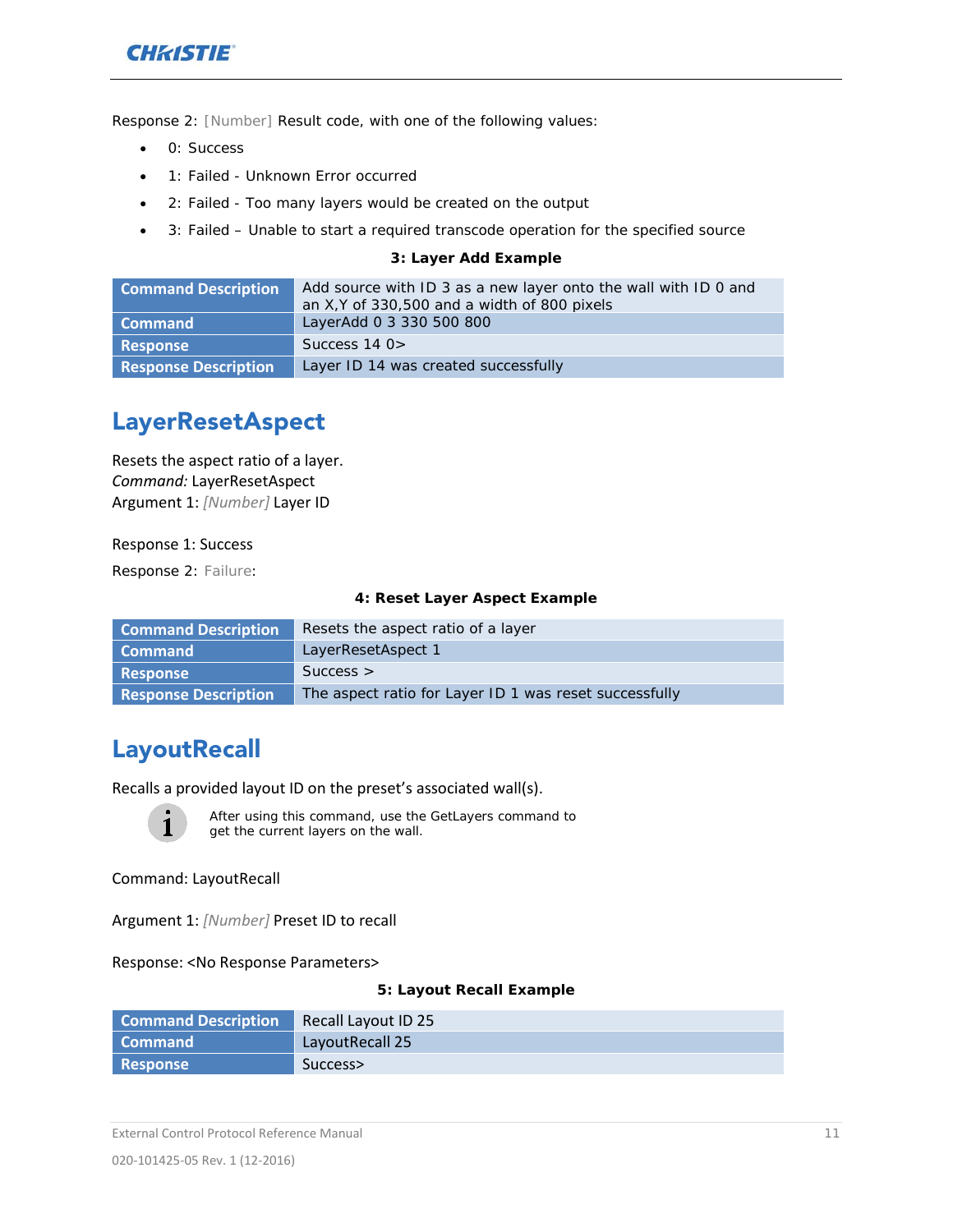Response 2: [Number] Result code, with one of the following values:

- 0: Success
- 1: Failed - Unknown Error occurred
- 2: Failed - Too many layers would be created on the output
- 3: Failed – Unable to start a required transcode operation for the specified source

**3: Layer Add Example**

| | |
|---|---|
| **Command Description** | Add source with ID 3 as a new layer onto the wall with ID 0 and an X,Y of 330,500 and a width of 800 pixels |
| **Command** | LayerAdd 0 3 330 500 800 |
| **Response** | Success 14 0> |
| **Response Description** | Layer ID 14 was created successfully |

## LayerResetAspect

Resets the aspect ratio of a layer.
*Command:* LayerResetAspect
Argument 1: *[Number]* Layer ID

Response 1: Success

Response 2: Failure:

**4: Reset Layer Aspect Example**

| | |
|---|---|
| **Command Description** | Resets the aspect ratio of a layer |
| **Command** | LayerResetAspect 1 |
| **Response** | Success > |
| **Response Description** | The aspect ratio for Layer ID 1 was reset successfully |

## LayoutRecall

Recalls a provided layout ID on the preset's associated wall(s).

> After using this command, use the GetLayers command to get the current layers on the wall.

Command: LayoutRecall

Argument 1: *[Number]* Preset ID to recall

Response: <No Response Parameters>

**5: Layout Recall Example**

| | |
|---|---|
| **Command Description** | Recall Layout ID 25 |
| **Command** | LayoutRecall 25 |
| **Response** | Success> |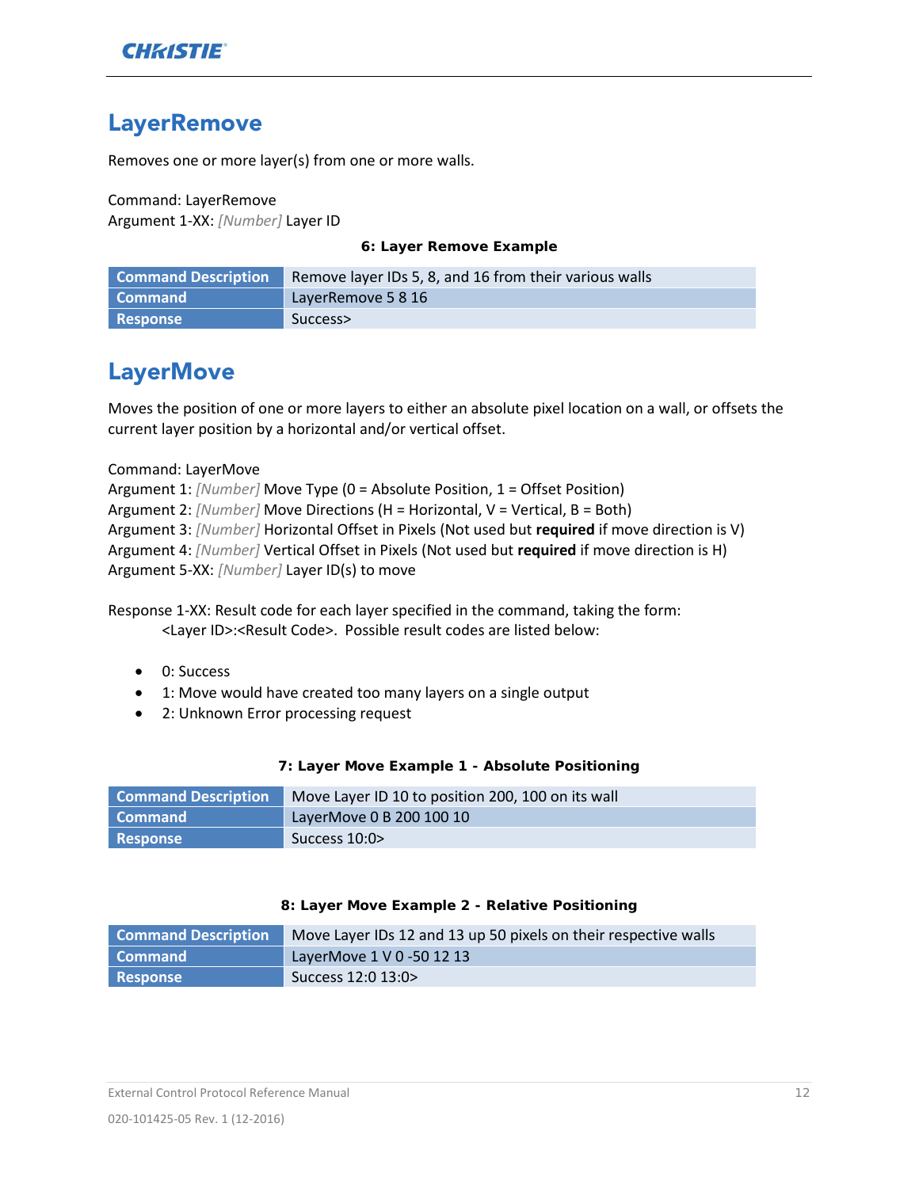## LayerRemove

Removes one or more layer(s) from one or more walls.

Command: LayerRemove
Argument 1-XX: *[Number]* Layer ID

**6: Layer Remove Example**

| Command Description | Remove layer IDs 5, 8, and 16 from their various walls |
|---|---|
| Command | LayerRemove 5 8 16 |
| Response | Success> |

## LayerMove

Moves the position of one or more layers to either an absolute pixel location on a wall, or offsets the current layer position by a horizontal and/or vertical offset.

Command: LayerMove
Argument 1: *[Number]* Move Type (0 = Absolute Position, 1 = Offset Position)
Argument 2: *[Number]* Move Directions (H = Horizontal, V = Vertical, B = Both)
Argument 3: *[Number]* Horizontal Offset in Pixels (Not used but **required** if move direction is V)
Argument 4: *[Number]* Vertical Offset in Pixels (Not used but **required** if move direction is H)
Argument 5-XX: *[Number]* Layer ID(s) to move

Response 1-XX: Result code for each layer specified in the command, taking the form:
<Layer ID>:<Result Code>. Possible result codes are listed below:

- 0: Success
- 1: Move would have created too many layers on a single output
- 2: Unknown Error processing request

**7: Layer Move Example 1 - Absolute Positioning**

| Command Description | Move Layer ID 10 to position 200, 100 on its wall |
|---|---|
| Command | LayerMove 0 B 200 100 10 |
| Response | Success 10:0> |

**8: Layer Move Example 2 - Relative Positioning**

| Command Description | Move Layer IDs 12 and 13 up 50 pixels on their respective walls |
|---|---|
| Command | LayerMove 1 V 0 -50 12 13 |
| Response | Success 12:0 13:0> |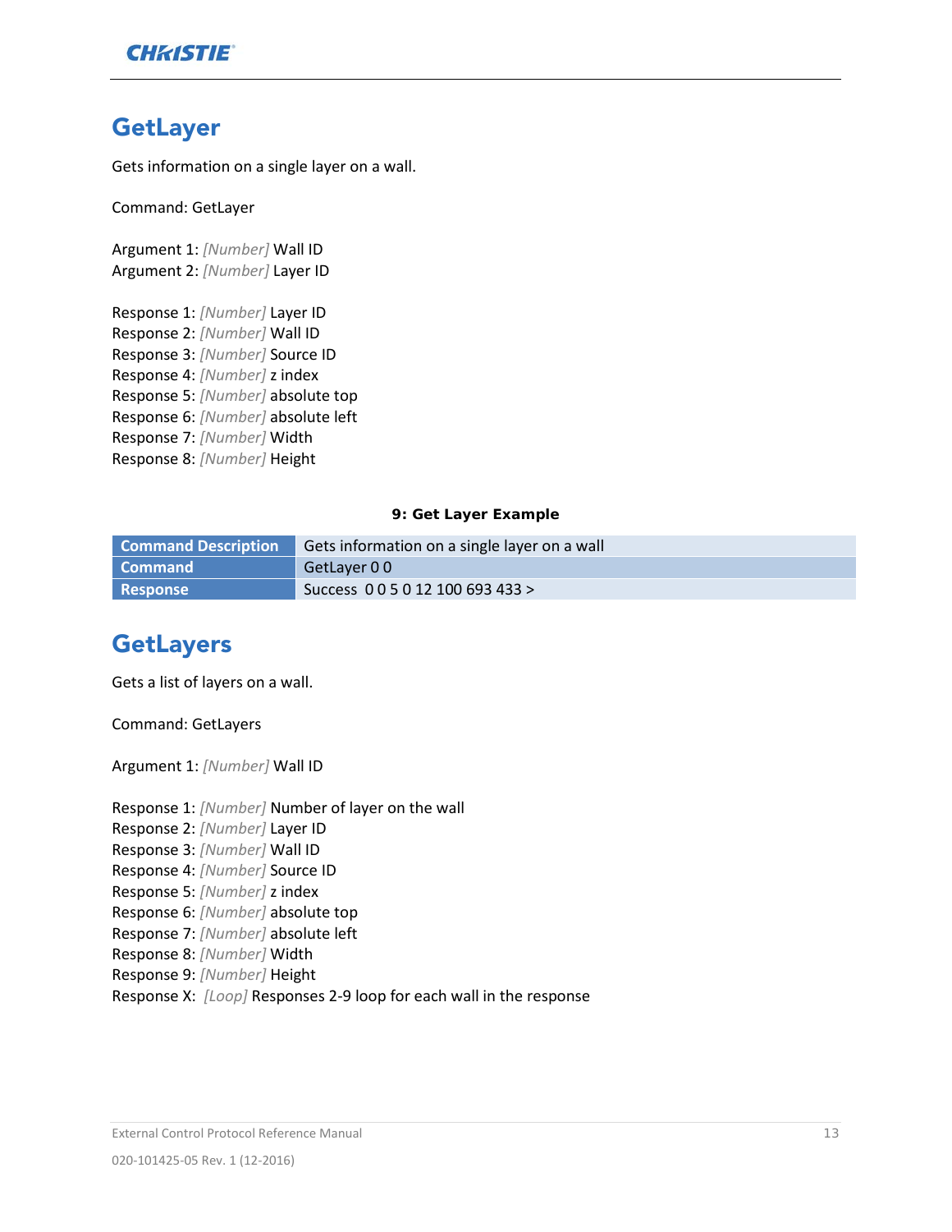## GetLayer

Gets information on a single layer on a wall.

Command: GetLayer

Argument 1: *[Number]* Wall ID
Argument 2: *[Number]* Layer ID

Response 1: *[Number]* Layer ID
Response 2: *[Number]* Wall ID
Response 3: *[Number]* Source ID
Response 4: *[Number]* z index
Response 5: *[Number]* absolute top
Response 6: *[Number]* absolute left
Response 7: *[Number]* Width
Response 8: *[Number]* Height

**9: Get Layer Example**

| Command Description | Gets information on a single layer on a wall |
|---|---|
| Command | GetLayer 0 0 |
| Response | Success 0 0 5 0 12 100 693 433 > |

## GetLayers

Gets a list of layers on a wall.

Command: GetLayers

Argument 1: *[Number]* Wall ID

Response 1: *[Number]* Number of layer on the wall
Response 2: *[Number]* Layer ID
Response 3: *[Number]* Wall ID
Response 4: *[Number]* Source ID
Response 5: *[Number]* z index
Response 6: *[Number]* absolute top
Response 7: *[Number]* absolute left
Response 8: *[Number]* Width
Response 9: *[Number]* Height
Response X: *[Loop]* Responses 2-9 loop for each wall in the response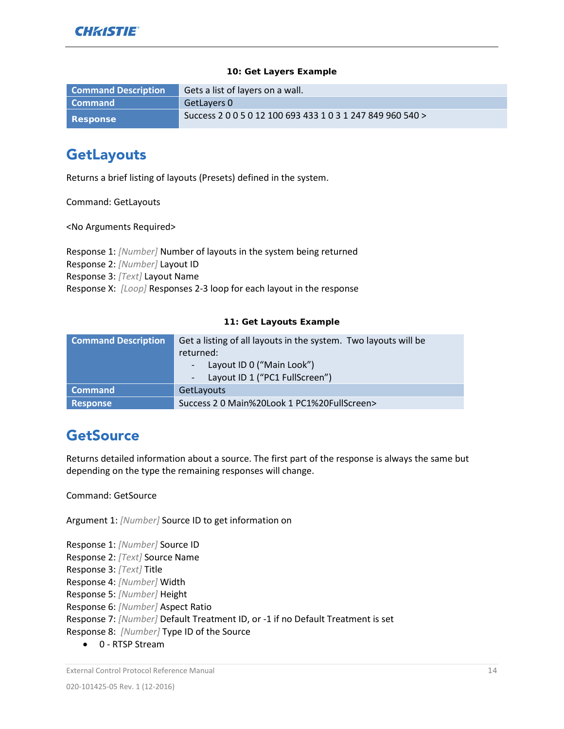**10: Get Layers Example**

| Command Description | Gets a list of layers on a wall. |
| --- | --- |
| Command | GetLayers 0 |
| Response | Success 2 0 0 5 0 12 100 693 433 1 0 3 1 247 849 960 540 > |

## GetLayouts

Returns a brief listing of layouts (Presets) defined in the system.

Command: GetLayouts

<No Arguments Required>

Response 1: *[Number]* Number of layouts in the system being returned
Response 2: *[Number]* Layout ID
Response 3: *[Text]* Layout Name
Response X: *[Loop]* Responses 2-3 loop for each layout in the response

**11: Get Layouts Example**

| Command Description | Get a listing of all layouts in the system. Two layouts will be returned:<br>- Layout ID 0 ("Main Look")<br>- Layout ID 1 ("PC1 FullScreen") |
| --- | --- |
| Command | GetLayouts |
| Response | Success 2 0 Main%20Look 1 PC1%20FullScreen> |

## GetSource

Returns detailed information about a source. The first part of the response is always the same but depending on the type the remaining responses will change.

Command: GetSource

Argument 1: *[Number]* Source ID to get information on

Response 1: *[Number]* Source ID
Response 2: *[Text]* Source Name
Response 3: *[Text]* Title
Response 4: *[Number]* Width
Response 5: *[Number]* Height
Response 6: *[Number]* Aspect Ratio
Response 7: *[Number]* Default Treatment ID, or -1 if no Default Treatment is set
Response 8: *[Number]* Type ID of the Source

- 0 - RTSP Stream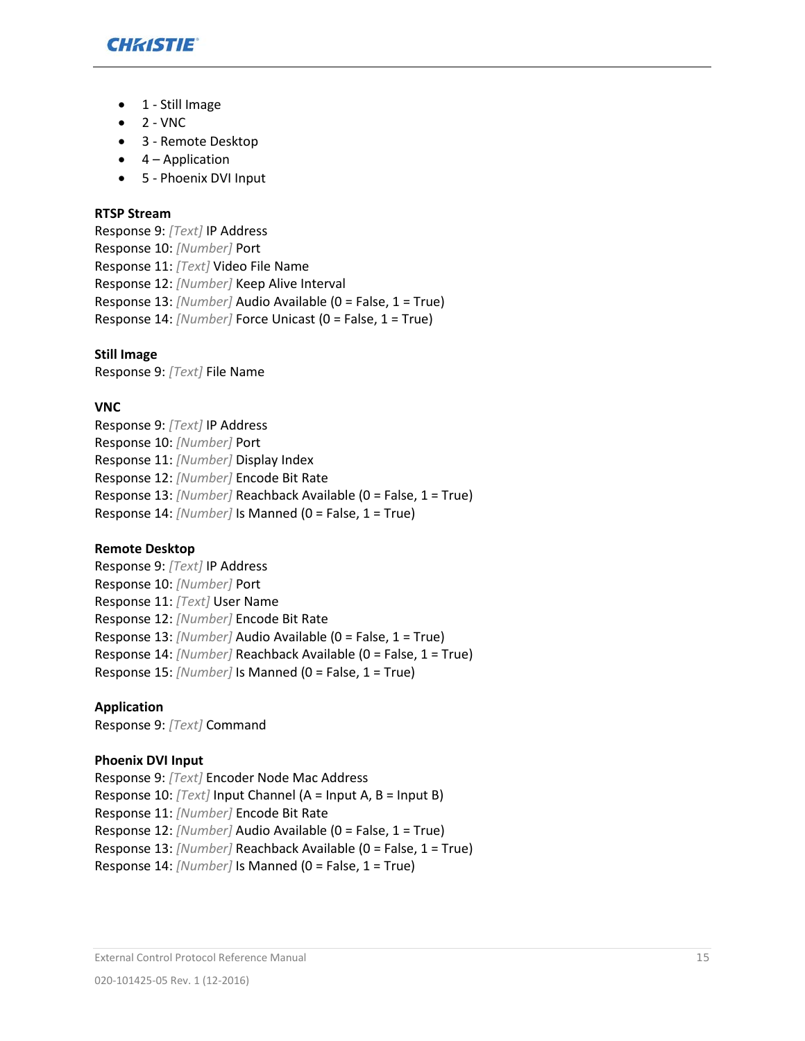- 1 - Still Image
- 2 - VNC
- 3 - Remote Desktop
- 4 – Application
- 5 - Phoenix DVI Input

**RTSP Stream**
Response 9: *[Text]* IP Address
Response 10: *[Number]* Port
Response 11: *[Text]* Video File Name
Response 12: *[Number]* Keep Alive Interval
Response 13: *[Number]* Audio Available (0 = False, 1 = True)
Response 14: *[Number]* Force Unicast (0 = False, 1 = True)

**Still Image**
Response 9: *[Text]* File Name

**VNC**
Response 9: *[Text]* IP Address
Response 10: *[Number]* Port
Response 11: *[Number]* Display Index
Response 12: *[Number]* Encode Bit Rate
Response 13: *[Number]* Reachback Available (0 = False, 1 = True)
Response 14: *[Number]* Is Manned (0 = False, 1 = True)

**Remote Desktop**
Response 9: *[Text]* IP Address
Response 10: *[Number]* Port
Response 11: *[Text]* User Name
Response 12: *[Number]* Encode Bit Rate
Response 13: *[Number]* Audio Available (0 = False, 1 = True)
Response 14: *[Number]* Reachback Available (0 = False, 1 = True)
Response 15: *[Number]* Is Manned (0 = False, 1 = True)

**Application**
Response 9: *[Text]* Command

**Phoenix DVI Input**
Response 9: *[Text]* Encoder Node Mac Address
Response 10: *[Text]* Input Channel (A = Input A, B = Input B)
Response 11: *[Number]* Encode Bit Rate
Response 12: *[Number]* Audio Available (0 = False, 1 = True)
Response 13: *[Number]* Reachback Available (0 = False, 1 = True)
Response 14: *[Number]* Is Manned (0 = False, 1 = True)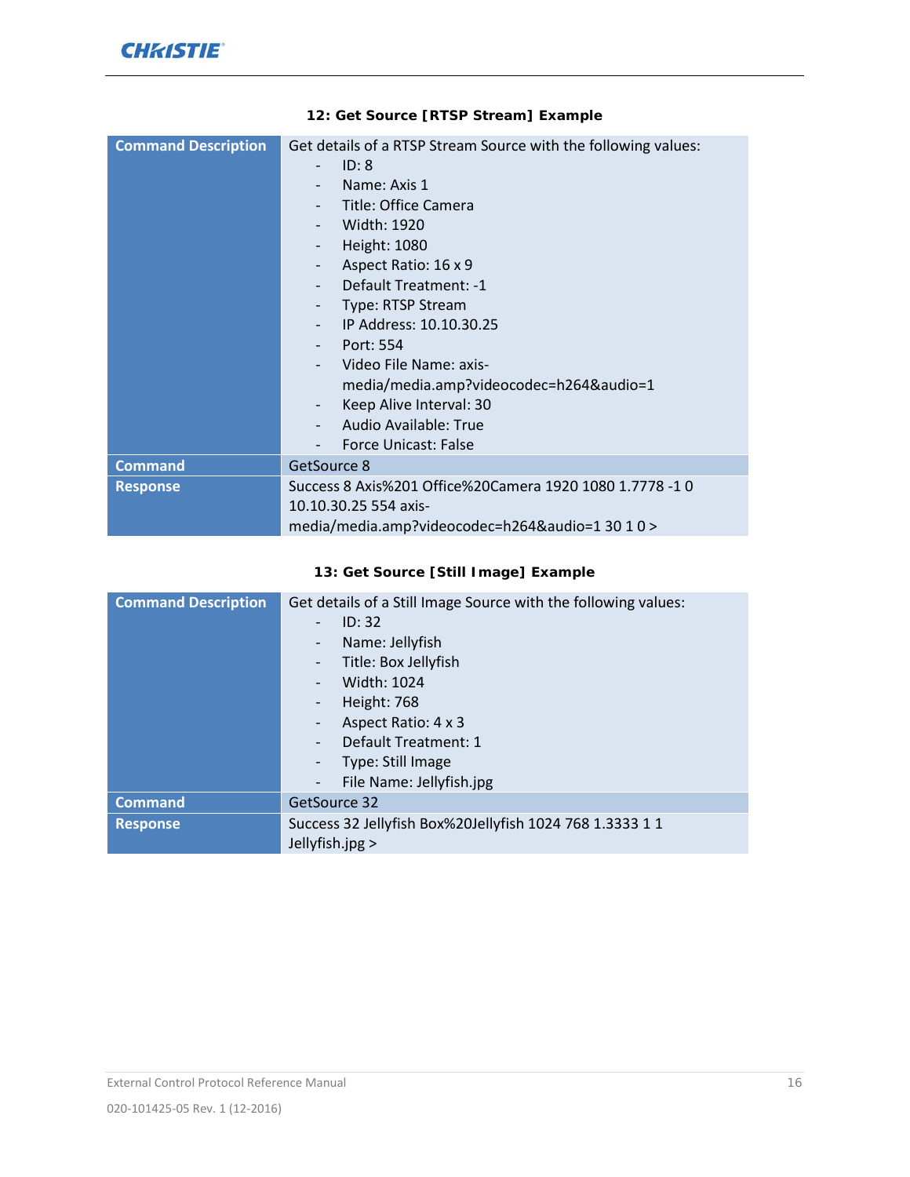**12: Get Source [RTSP Stream] Example**

| Command Description | Get details of a RTSP Stream Source with the following values:<br>- ID: 8<br>- Name: Axis 1<br>- Title: Office Camera<br>- Width: 1920<br>- Height: 1080<br>- Aspect Ratio: 16 x 9<br>- Default Treatment: -1<br>- Type: RTSP Stream<br>- IP Address: 10.10.30.25<br>- Port: 554<br>- Video File Name: axis-media/media.amp?videocodec=h264&audio=1<br>- Keep Alive Interval: 30<br>- Audio Available: True<br>- Force Unicast: False |
|---|---|
| Command | GetSource 8 |
| Response | Success 8 Axis%201 Office%20Camera 1920 1080 1.7778 -1 0 10.10.30.25 554 axis-media/media.amp?videocodec=h264&audio=1 30 1 0 > |

**13: Get Source [Still Image] Example**

| Command Description | Get details of a Still Image Source with the following values:<br>- ID: 32<br>- Name: Jellyfish<br>- Title: Box Jellyfish<br>- Width: 1024<br>- Height: 768<br>- Aspect Ratio: 4 x 3<br>- Default Treatment: 1<br>- Type: Still Image<br>- File Name: Jellyfish.jpg |
|---|---|
| Command | GetSource 32 |
| Response | Success 32 Jellyfish Box%20Jellyfish 1024 768 1.3333 1 1 Jellyfish.jpg > |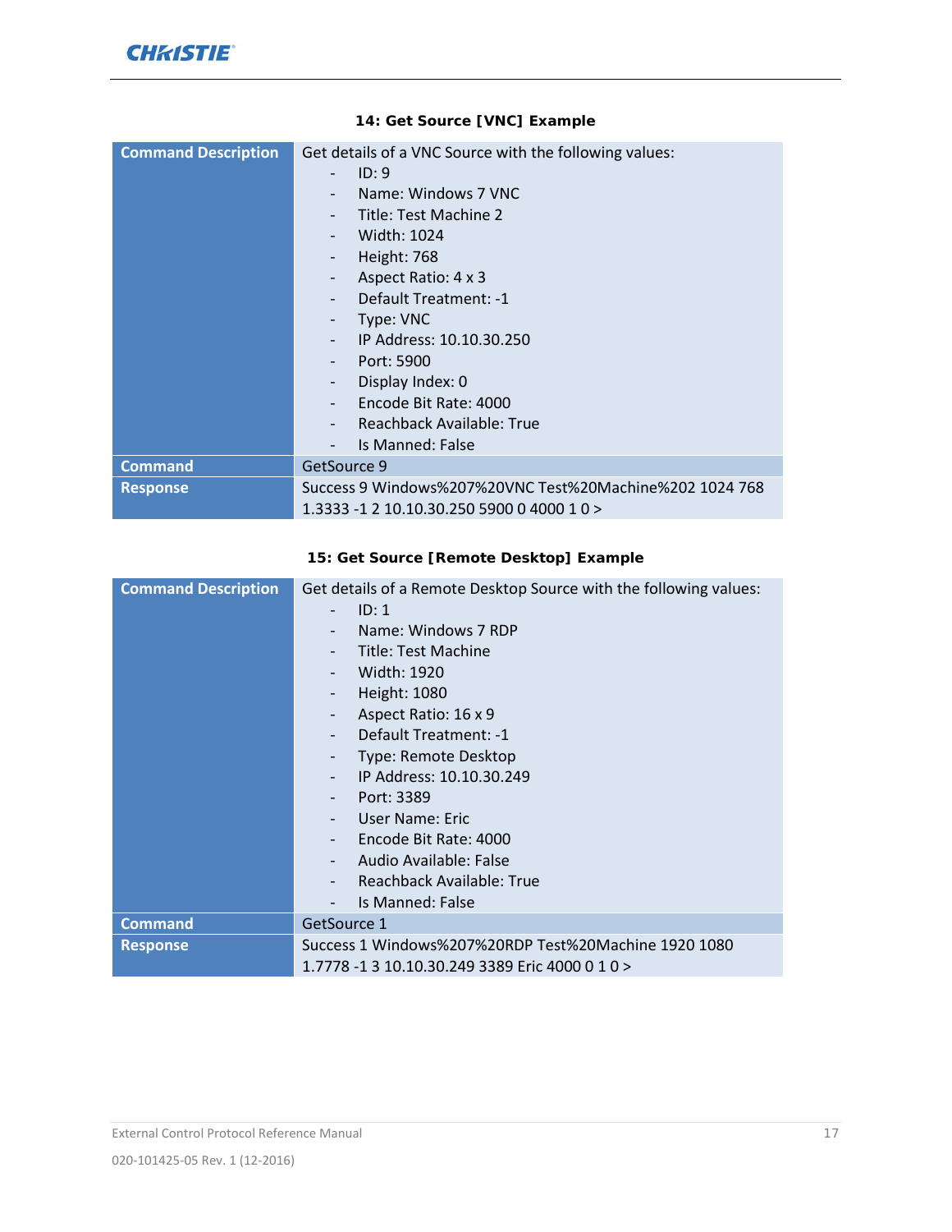**14: Get Source [VNC] Example**

| | |
|---|---|
| **Command Description** | Get details of a VNC Source with the following values:<br>- ID: 9<br>- Name: Windows 7 VNC<br>- Title: Test Machine 2<br>- Width: 1024<br>- Height: 768<br>- Aspect Ratio: 4 x 3<br>- Default Treatment: -1<br>- Type: VNC<br>- IP Address: 10.10.30.250<br>- Port: 5900<br>- Display Index: 0<br>- Encode Bit Rate: 4000<br>- Reachback Available: True<br>- Is Manned: False |
| **Command** | GetSource 9 |
| **Response** | Success 9 Windows%207%20VNC Test%20Machine%202 1024 768 1.3333 -1 2 10.10.30.250 5900 0 4000 1 0 > |

**15: Get Source [Remote Desktop] Example**

| | |
|---|---|
| **Command Description** | Get details of a Remote Desktop Source with the following values:<br>- ID: 1<br>- Name: Windows 7 RDP<br>- Title: Test Machine<br>- Width: 1920<br>- Height: 1080<br>- Aspect Ratio: 16 x 9<br>- Default Treatment: -1<br>- Type: Remote Desktop<br>- IP Address: 10.10.30.249<br>- Port: 3389<br>- User Name: Eric<br>- Encode Bit Rate: 4000<br>- Audio Available: False<br>- Reachback Available: True<br>- Is Manned: False |
| **Command** | GetSource 1 |
| **Response** | Success 1 Windows%207%20RDP Test%20Machine 1920 1080 1.7778 -1 3 10.10.30.249 3389 Eric 4000 0 1 0 > |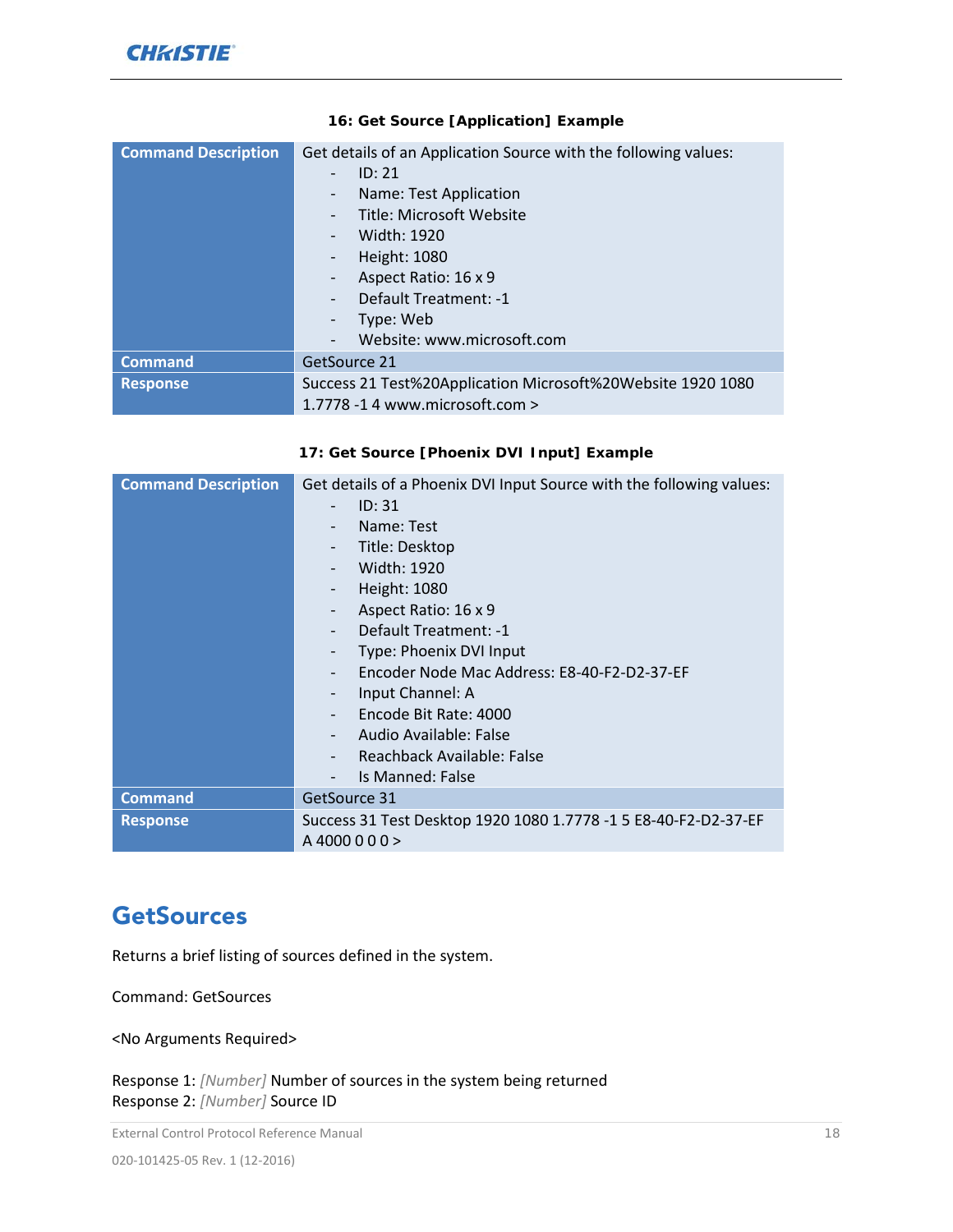**16: Get Source [Application] Example**

| | |
|---|---|
| **Command Description** | Get details of an Application Source with the following values:<br>- ID: 21<br>- Name: Test Application<br>- Title: Microsoft Website<br>- Width: 1920<br>- Height: 1080<br>- Aspect Ratio: 16 x 9<br>- Default Treatment: -1<br>- Type: Web<br>- Website: www.microsoft.com |
| **Command** | GetSource 21 |
| **Response** | Success 21 Test%20Application Microsoft%20Website 1920 1080 1.7778 -1 4 www.microsoft.com > |

**17: Get Source [Phoenix DVI Input] Example**

| | |
|---|---|
| **Command Description** | Get details of a Phoenix DVI Input Source with the following values:<br>- ID: 31<br>- Name: Test<br>- Title: Desktop<br>- Width: 1920<br>- Height: 1080<br>- Aspect Ratio: 16 x 9<br>- Default Treatment: -1<br>- Type: Phoenix DVI Input<br>- Encoder Node Mac Address: E8-40-F2-D2-37-EF<br>- Input Channel: A<br>- Encode Bit Rate: 4000<br>- Audio Available: False<br>- Reachback Available: False<br>- Is Manned: False |
| **Command** | GetSource 31 |
| **Response** | Success 31 Test Desktop 1920 1080 1.7778 -1 5 E8-40-F2-D2-37-EF A 4000 0 0 0 > |

## GetSources

Returns a brief listing of sources defined in the system.

Command: GetSources

<No Arguments Required>

Response 1: *[Number]* Number of sources in the system being returned
Response 2: *[Number]* Source ID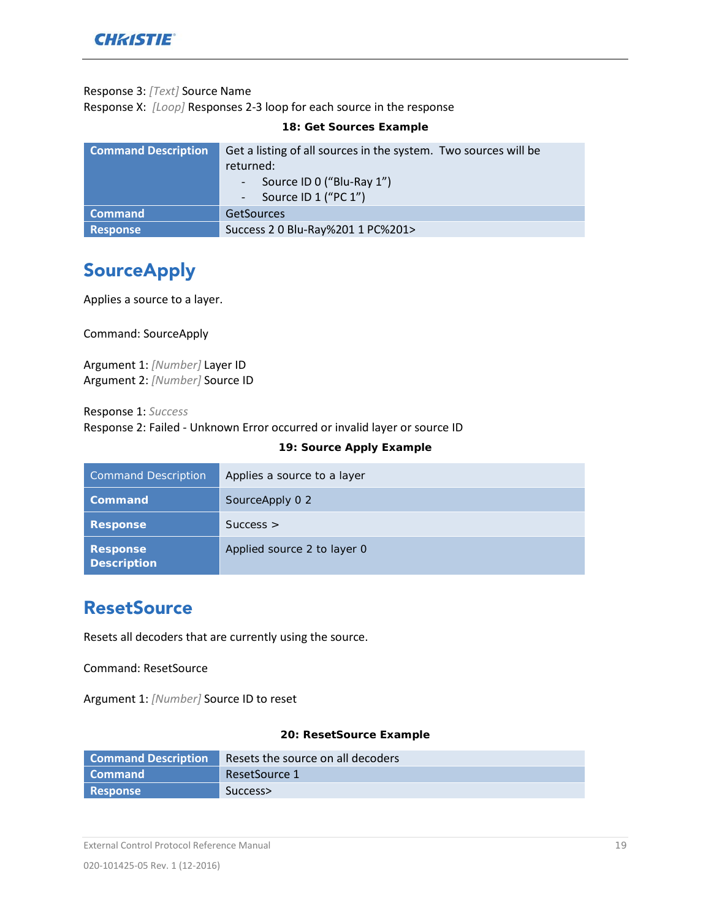Response 3: *[Text]* Source Name
Response X: *[Loop]* Responses 2-3 loop for each source in the response

**18: Get Sources Example**

| Command Description | Get a listing of all sources in the system. Two sources will be returned:<br>- Source ID 0 (“Blu-Ray 1”)<br>- Source ID 1 (“PC 1”) |
|---|---|
| Command | GetSources |
| Response | Success 2 0 Blu-Ray%201 1 PC%201> |

## SourceApply

Applies a source to a layer.

Command: SourceApply

Argument 1: *[Number]* Layer ID
Argument 2: *[Number]* Source ID

Response 1: *Success*
Response 2: Failed - Unknown Error occurred or invalid layer or source ID

**19: Source Apply Example**

| Command Description | Applies a source to a layer |
|---|---|
| Command | SourceApply 0 2 |
| Response | Success > |
| Response Description | Applied source 2 to layer 0 |

## ResetSource

Resets all decoders that are currently using the source.

Command: ResetSource

Argument 1: *[Number]* Source ID to reset

**20: ResetSource Example**

| Command Description | Resets the source on all decoders |
|---|---|
| Command | ResetSource 1 |
| Response | Success> |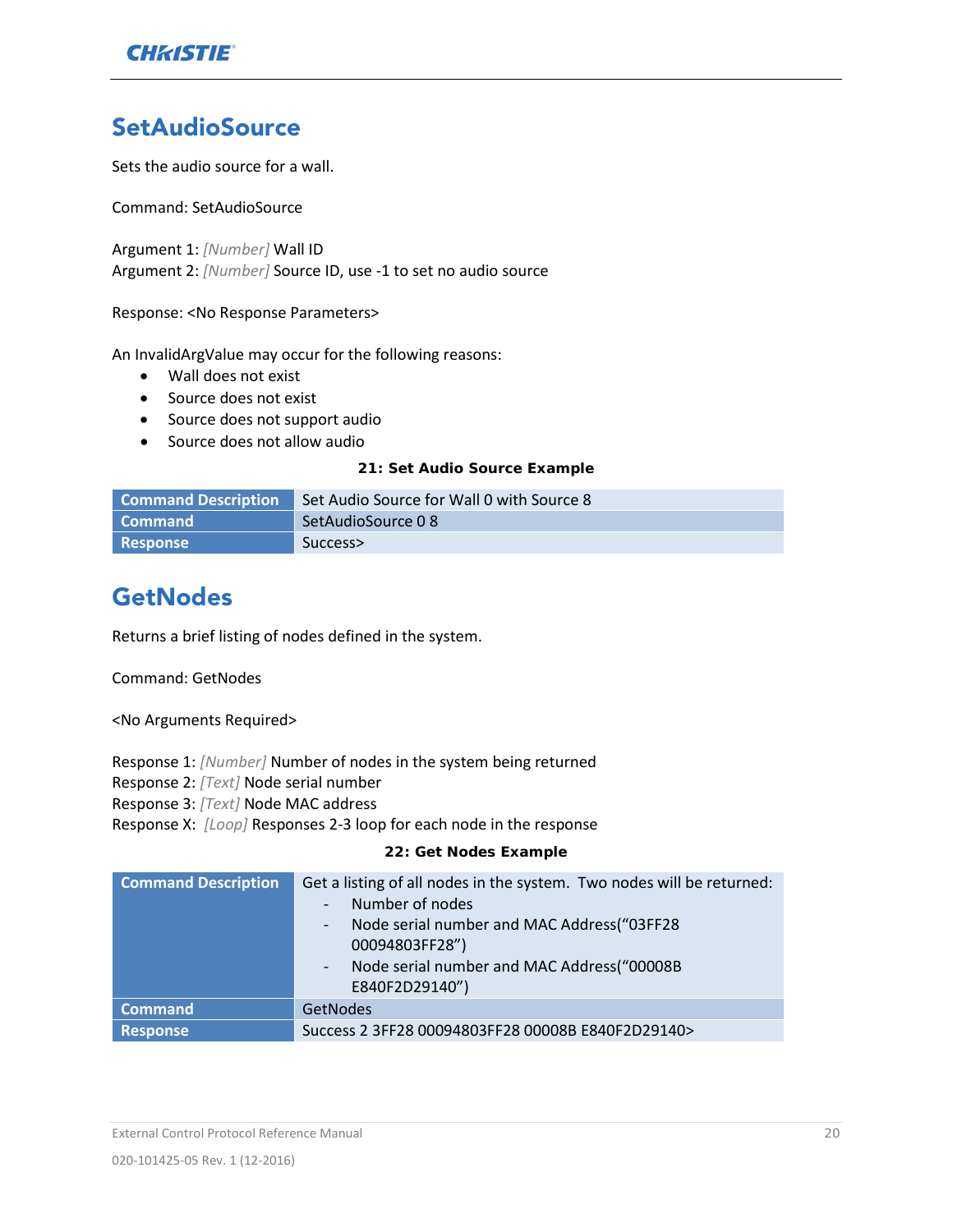## SetAudioSource

Sets the audio source for a wall.

Command: SetAudioSource

Argument 1: *[Number]* Wall ID
Argument 2: *[Number]* Source ID, use -1 to set no audio source

Response: <No Response Parameters>

An InvalidArgValue may occur for the following reasons:

- Wall does not exist
- Source does not exist
- Source does not support audio
- Source does not allow audio

**21: Set Audio Source Example**

| | |
|---|---|
| **Command Description** | Set Audio Source for Wall 0 with Source 8 |
| **Command** | SetAudioSource 0 8 |
| **Response** | Success> |

## GetNodes

Returns a brief listing of nodes defined in the system.

Command: GetNodes

<No Arguments Required>

Response 1: *[Number]* Number of nodes in the system being returned
Response 2: *[Text]* Node serial number
Response 3: *[Text]* Node MAC address
Response X: *[Loop]* Responses 2-3 loop for each node in the response

**22: Get Nodes Example**

| | |
|---|---|
| **Command Description** | Get a listing of all nodes in the system. Two nodes will be returned:<br>- Number of nodes<br>- Node serial number and MAC Address(“03FF28 00094803FF28”)<br>- Node serial number and MAC Address(“00008B E840F2D29140”) |
| **Command** | GetNodes |
| **Response** | Success 2 3FF28 00094803FF28 00008B E840F2D29140> |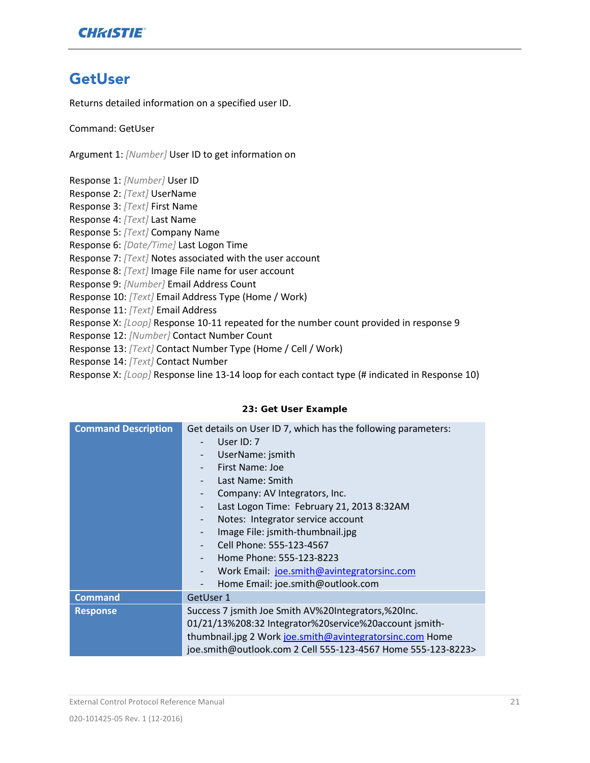## GetUser

Returns detailed information on a specified user ID.

Command: GetUser

Argument 1: *[Number]* User ID to get information on

Response 1: *[Number]* User ID
Response 2: *[Text]* UserName
Response 3: *[Text]* First Name
Response 4: *[Text]* Last Name
Response 5: *[Text]* Company Name
Response 6: *[Date/Time]* Last Logon Time
Response 7: *[Text]* Notes associated with the user account
Response 8: *[Text]* Image File name for user account
Response 9: *[Number]* Email Address Count
Response 10: *[Text]* Email Address Type (Home / Work)
Response 11: *[Text]* Email Address
Response X: *[Loop]* Response 10-11 repeated for the number count provided in response 9
Response 12: *[Number]* Contact Number Count
Response 13: *[Text]* Contact Number Type (Home / Cell / Work)
Response 14: *[Text]* Contact Number
Response X: *[Loop]* Response line 13-14 loop for each contact type (# indicated in Response 10)

**23: Get User Example**

| | |
|---|---|
| **Command Description** | Get details on User ID 7, which has the following parameters:<br>- User ID: 7<br>- UserName: jsmith<br>- First Name: Joe<br>- Last Name: Smith<br>- Company: AV Integrators, Inc.<br>- Last Logon Time: February 21, 2013 8:32AM<br>- Notes: Integrator service account<br>- Image File: jsmith-thumbnail.jpg<br>- Cell Phone: 555-123-4567<br>- Home Phone: 555-123-8223<br>- Work Email: joe.smith@avintegratorsinc.com<br>- Home Email: joe.smith@outlook.com |
| **Command** | GetUser 1 |
| **Response** | Success 7 jsmith Joe Smith AV%20Integrators,%20Inc. 01/21/13%208:32 Integrator%20service%20account jsmith-thumbnail.jpg 2 Work joe.smith@avintegratorsinc.com Home joe.smith@outlook.com 2 Cell 555-123-4567 Home 555-123-8223> |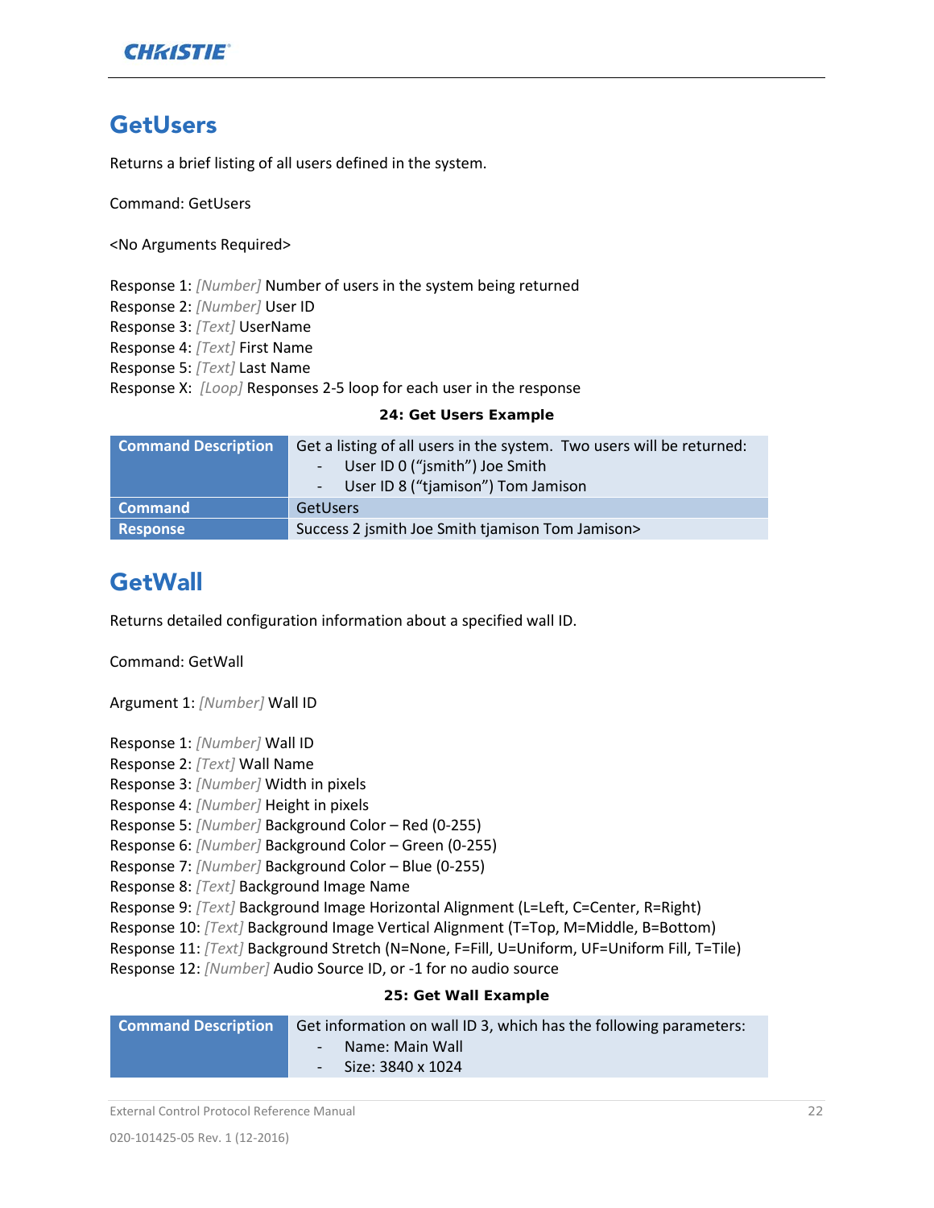## GetUsers

Returns a brief listing of all users defined in the system.

Command: GetUsers

<No Arguments Required>

Response 1: *[Number]* Number of users in the system being returned
Response 2: *[Number]* User ID
Response 3: *[Text]* UserName
Response 4: *[Text]* First Name
Response 5: *[Text]* Last Name
Response X: *[Loop]* Responses 2-5 loop for each user in the response

**24: Get Users Example**

| Command Description | Get a listing of all users in the system. Two users will be returned:<br>- User ID 0 ("jsmith") Joe Smith<br>- User ID 8 ("tjamison") Tom Jamison |
|---|---|
| **Command** | GetUsers |
| **Response** | Success 2 jsmith Joe Smith tjamison Tom Jamison> |

## GetWall

Returns detailed configuration information about a specified wall ID.

Command: GetWall

Argument 1: *[Number]* Wall ID

Response 1: *[Number]* Wall ID
Response 2: *[Text]* Wall Name
Response 3: *[Number]* Width in pixels
Response 4: *[Number]* Height in pixels
Response 5: *[Number]* Background Color – Red (0-255)
Response 6: *[Number]* Background Color – Green (0-255)
Response 7: *[Number]* Background Color – Blue (0-255)
Response 8: *[Text]* Background Image Name
Response 9: *[Text]* Background Image Horizontal Alignment (L=Left, C=Center, R=Right)
Response 10: *[Text]* Background Image Vertical Alignment (T=Top, M=Middle, B=Bottom)
Response 11: *[Text]* Background Stretch (N=None, F=Fill, U=Uniform, UF=Uniform Fill, T=Tile)
Response 12: *[Number]* Audio Source ID, or -1 for no audio source

**25: Get Wall Example**

| Command Description | Get information on wall ID 3, which has the following parameters:<br>- Name: Main Wall<br>- Size: 3840 x 1024 |
|---|---|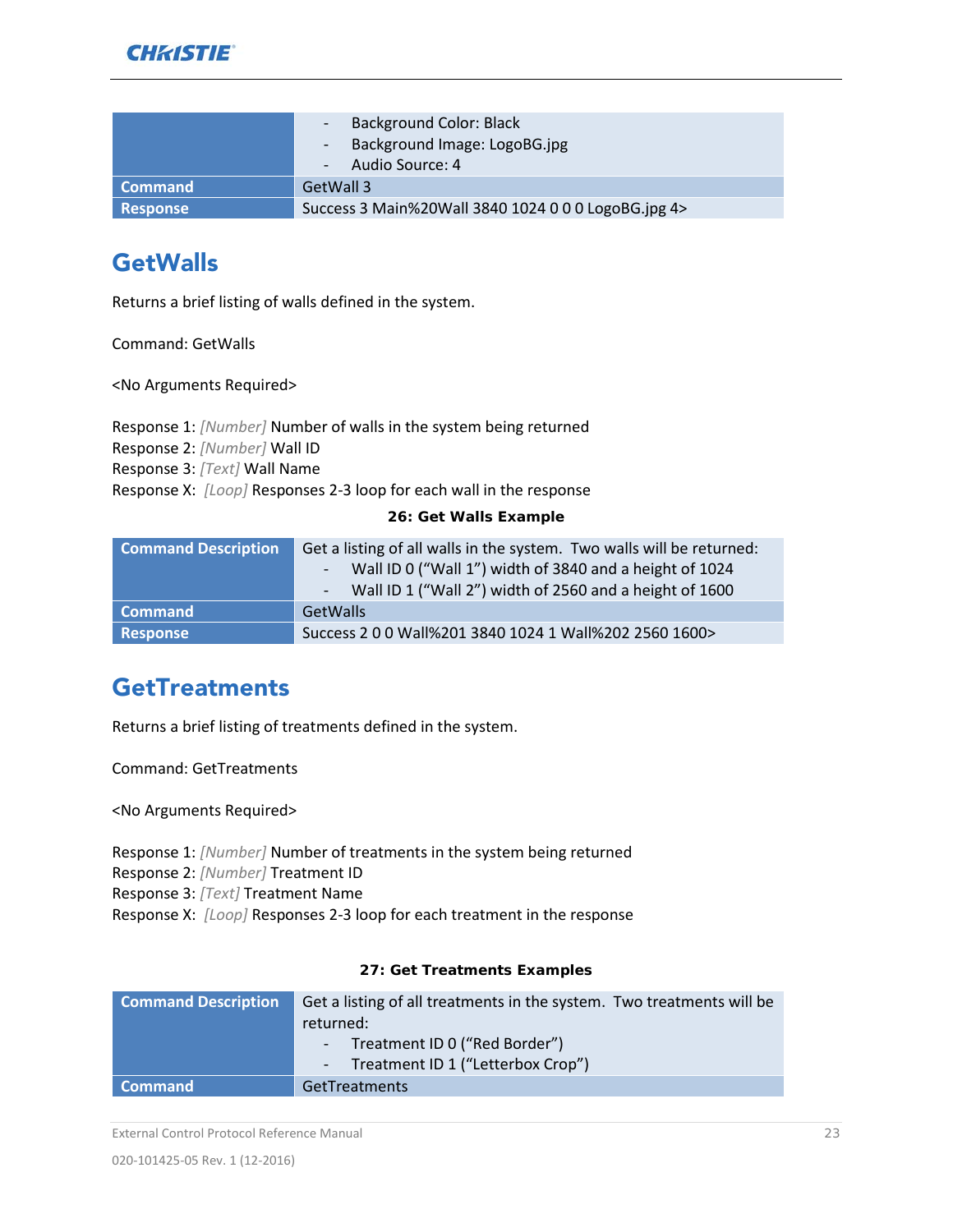| | |
|---|---|
| | - Background Color: Black<br>- Background Image: LogoBG.jpg<br>- Audio Source: 4 |
| **Command** | GetWall 3 |
| **Response** | Success 3 Main%20Wall 3840 1024 0 0 0 LogoBG.jpg 4> |

## GetWalls

Returns a brief listing of walls defined in the system.

Command: GetWalls

<No Arguments Required>

Response 1: *[Number]* Number of walls in the system being returned
Response 2: *[Number]* Wall ID
Response 3: *[Text]* Wall Name
Response X: *[Loop]* Responses 2-3 loop for each wall in the response

**26: Get Walls Example**

| **Command Description** | Get a listing of all walls in the system. Two walls will be returned:<br>- Wall ID 0 ("Wall 1") width of 3840 and a height of 1024<br>- Wall ID 1 ("Wall 2") width of 2560 and a height of 1600 |
|---|---|
| **Command** | GetWalls |
| **Response** | Success 2 0 0 Wall%201 3840 1024 1 Wall%202 2560 1600> |

## GetTreatments

Returns a brief listing of treatments defined in the system.

Command: GetTreatments

<No Arguments Required>

Response 1: *[Number]* Number of treatments in the system being returned
Response 2: *[Number]* Treatment ID
Response 3: *[Text]* Treatment Name
Response X: *[Loop]* Responses 2-3 loop for each treatment in the response

**27: Get Treatments Examples**

| **Command Description** | Get a listing of all treatments in the system. Two treatments will be returned:<br>- Treatment ID 0 ("Red Border")<br>- Treatment ID 1 ("Letterbox Crop") |
|---|---|
| **Command** | GetTreatments |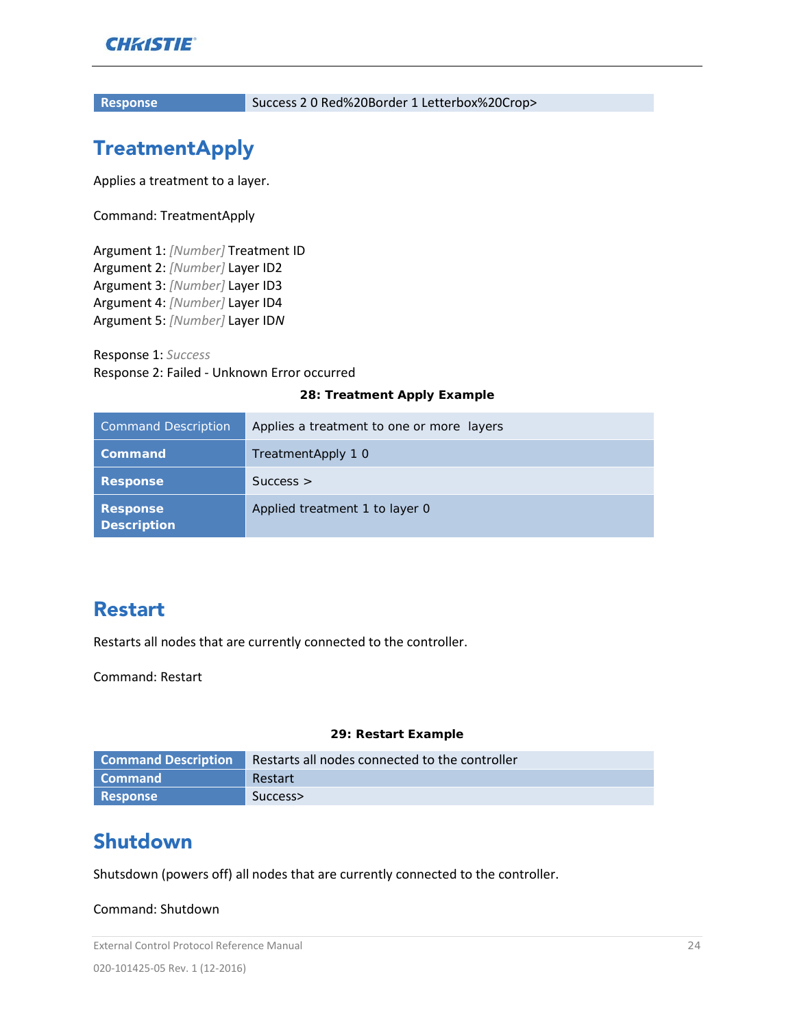| Response | Success 2 0 Red%20Border 1 Letterbox%20Crop> |
|---|---|

## TreatmentApply

Applies a treatment to a layer.

Command: TreatmentApply

Argument 1: *[Number]* Treatment ID
Argument 2: *[Number]* Layer ID2
Argument 3: *[Number]* Layer ID3
Argument 4: *[Number]* Layer ID4
Argument 5: *[Number]* Layer ID*N*

Response 1: *Success*
Response 2: Failed - Unknown Error occurred

**28: Treatment Apply Example**

| Command Description | Applies a treatment to one or more layers |
|---|---|
| **Command** | TreatmentApply 1 0 |
| **Response** | Success > |
| **Response Description** | Applied treatment 1 to layer 0 |

## Restart

Restarts all nodes that are currently connected to the controller.

Command: Restart

**29: Restart Example**

| Command Description | Restarts all nodes connected to the controller |
|---|---|
| **Command** | Restart |
| **Response** | Success> |

## Shutdown

Shutsdown (powers off) all nodes that are currently connected to the controller.

Command: Shutdown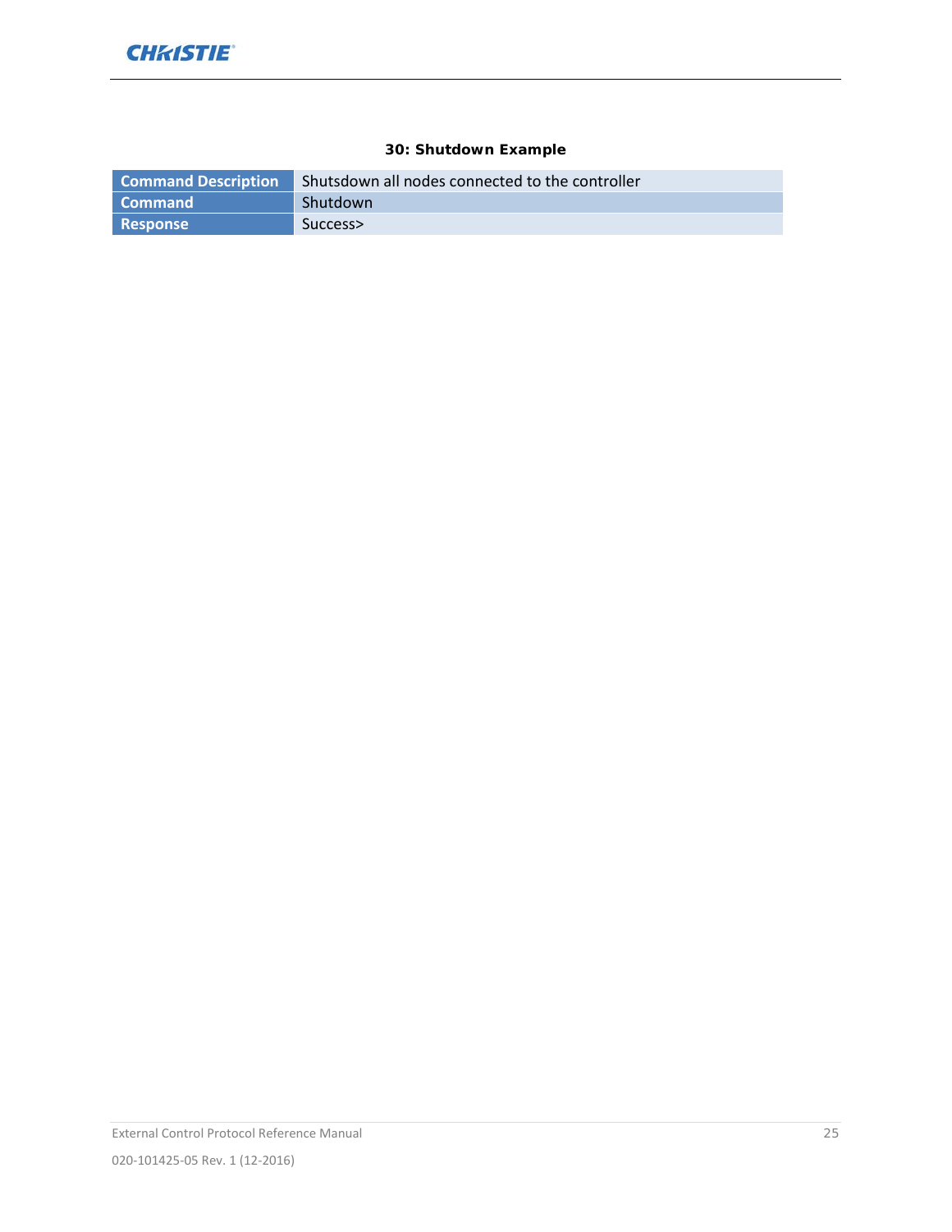**30: Shutdown Example**

| Command Description | Shutsdown all nodes connected to the controller |
|---|---|
| Command | Shutdown |
| Response | Success> |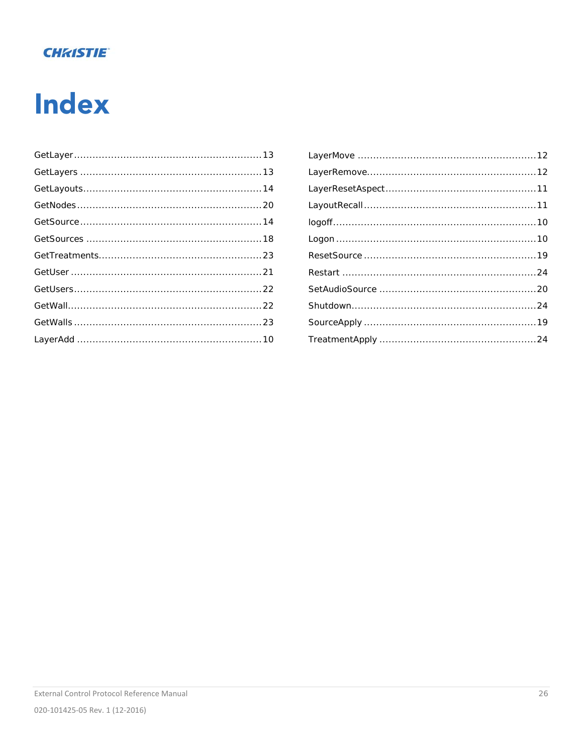# Index

GetLayer ........ 13
GetLayers ........ 13
GetLayouts ........ 14
GetNodes ........ 20
GetSource ........ 14
GetSources ........ 18
GetTreatments ........ 23
GetUser ........ 21
GetUsers ........ 22
GetWall ........ 22
GetWalls ........ 23
LayerAdd ........ 10
LayerMove ........ 12
LayerRemove ........ 12
LayerResetAspect ........ 11
LayoutRecall ........ 11
logoff ........ 10
Logon ........ 10
ResetSource ........ 19
Restart ........ 24
SetAudioSource ........ 20
Shutdown ........ 24
SourceApply ........ 19
TreatmentApply ........ 24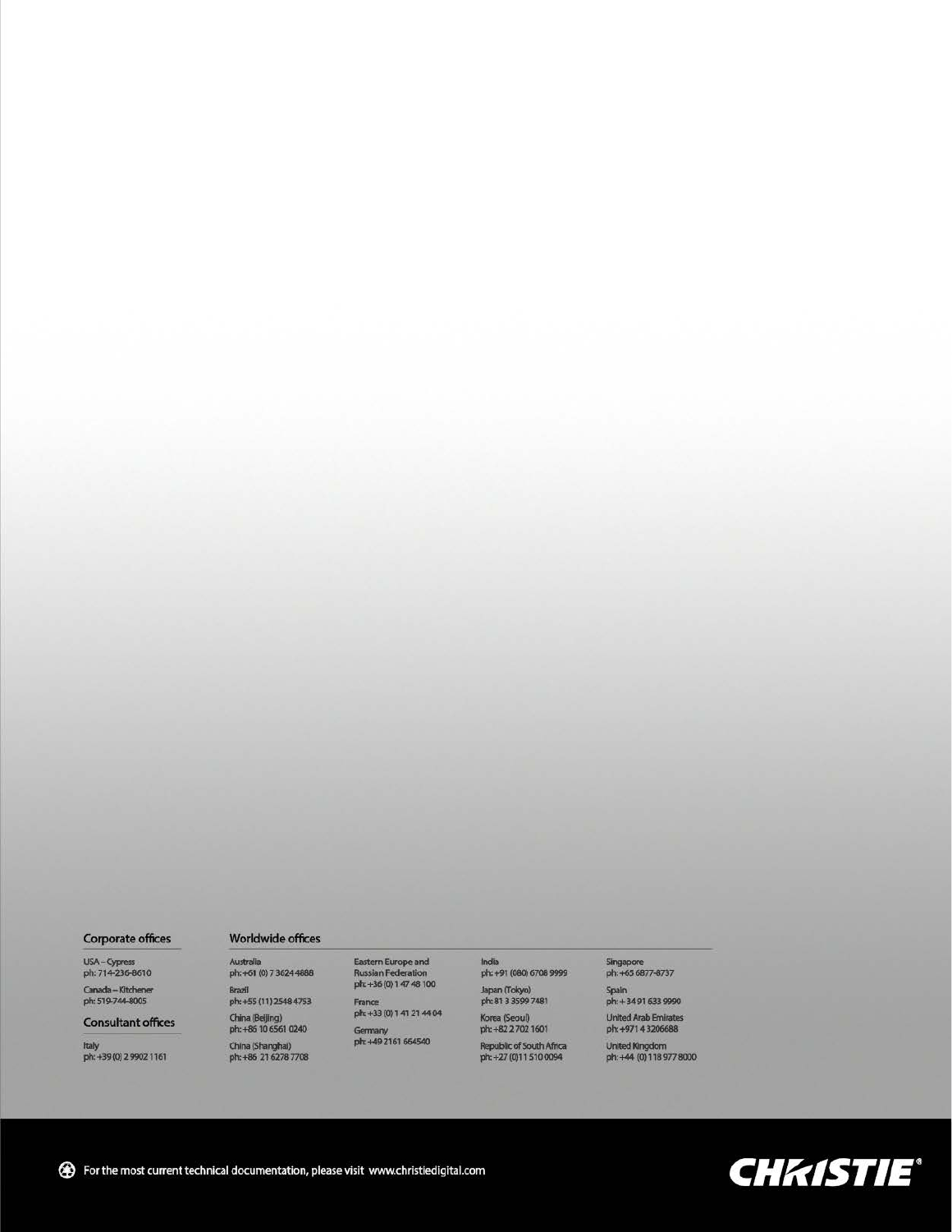## Corporate offices

USA – Cypress
ph: 714-236-8610

Canada – Kitchener
ph: 519-744-8005

## Consultant offices

Italy
ph: +39 (0) 2 9902 1161

## Worldwide offices

Australia
ph: +61 (0) 7 3624 4888

Brazil
ph: +55 (11) 2548 4753

China (Beijing)
ph: +86 10 6561 0240

China (Shanghai)
ph: +86 21 6278 7708

Eastern Europe and Russian Federation
ph: +36 (0) 1 47 48 100

France
ph: +33 (0) 1 41 21 44 04

Germany
ph: +49 2161 664540

India
ph: +91 (080) 6708 9999

Japan (Tokyo)
ph: 81 3 3599 7481

Korea (Seoul)
ph: +82 2 702 1601

Republic of South Africa
ph: +27 (0)11 510 0094

Singapore
ph: +65 6877-8737

Spain
ph: + 34 91 633 9990

United Arab Emirates
ph: +971 4 3206688

United Kingdom
ph: +44 (0) 118 977 8000

For the most current technical documentation, please visit www.christiedigital.com

CHRISTIE®